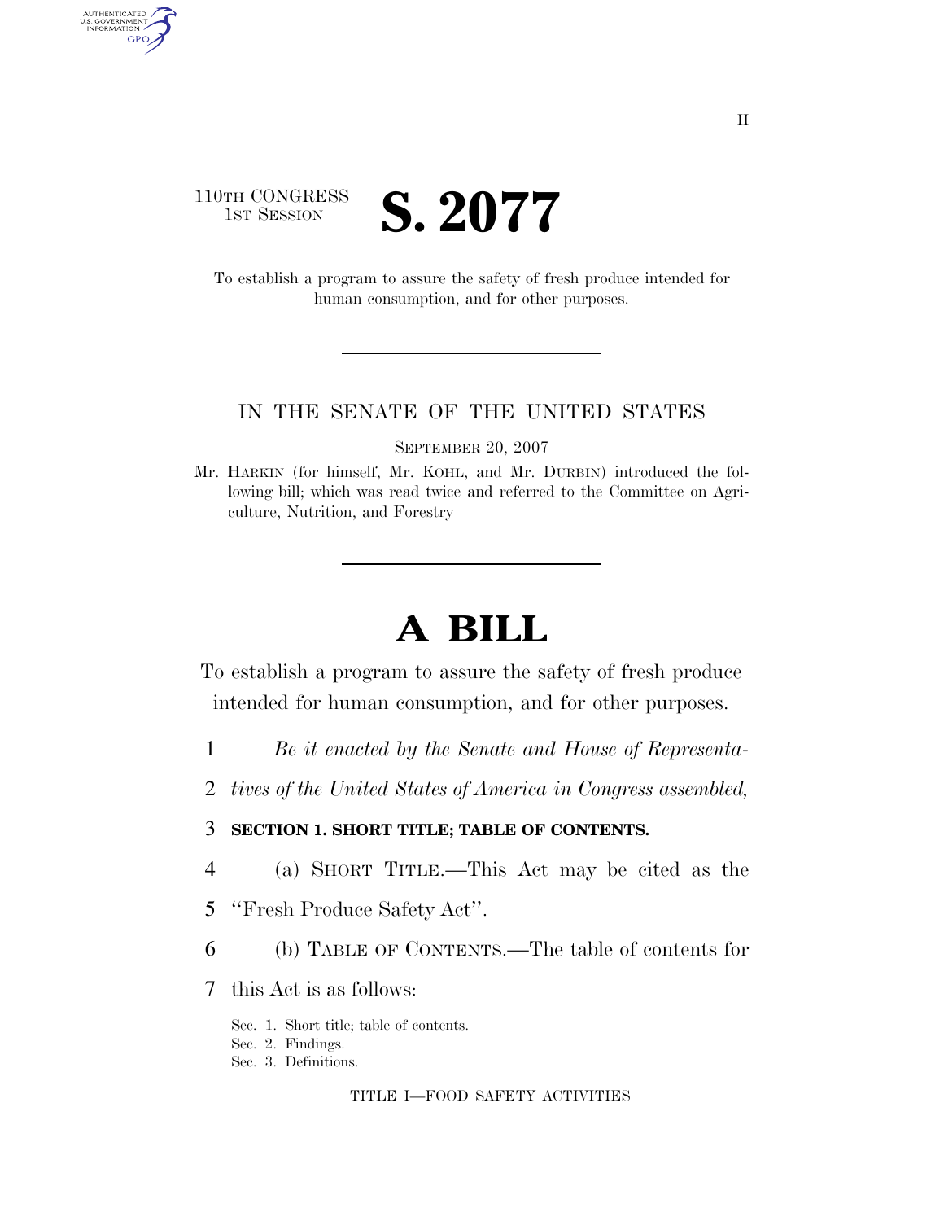110TH CONGRESS
1ST SESSION

# S. 2077

To establish a program to assure the safety of fresh produce intended for human consumption, and for other purposes.

IN THE SENATE OF THE UNITED STATES

SEPTEMBER 20, 2007

Mr. HARKIN (for himself, Mr. KOHL, and Mr. DURBIN) introduced the following bill; which was read twice and referred to the Committee on Agriculture, Nutrition, and Forestry

# A BILL

To establish a program to assure the safety of fresh produce intended for human consumption, and for other purposes.

*Be it enacted by the Senate and House of Representatives of the United States of America in Congress assembled,*

**SECTION 1. SHORT TITLE; TABLE OF CONTENTS.**

(a) SHORT TITLE.—This Act may be cited as the ''Fresh Produce Safety Act''.

(b) TABLE OF CONTENTS.—The table of contents for this Act is as follows:

Sec. 1. Short title; table of contents.
Sec. 2. Findings.
Sec. 3. Definitions.

TITLE I—FOOD SAFETY ACTIVITIES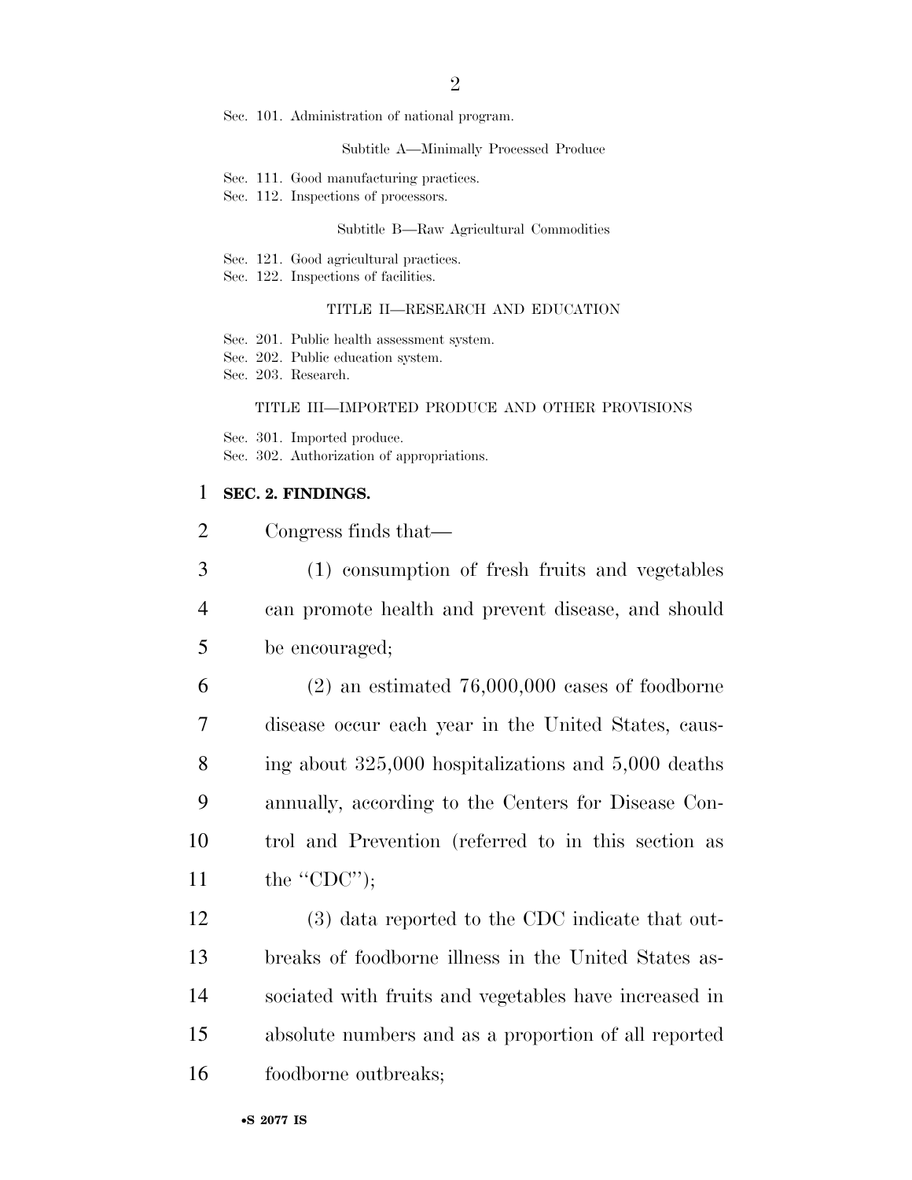Sec. 101. Administration of national program.

Subtitle A—Minimally Processed Produce

Sec. 111. Good manufacturing practices.
Sec. 112. Inspections of processors.

Subtitle B—Raw Agricultural Commodities

Sec. 121. Good agricultural practices.
Sec. 122. Inspections of facilities.

TITLE II—RESEARCH AND EDUCATION

Sec. 201. Public health assessment system.
Sec. 202. Public education system.
Sec. 203. Research.

TITLE III—IMPORTED PRODUCE AND OTHER PROVISIONS

Sec. 301. Imported produce.
Sec. 302. Authorization of appropriations.

**SEC. 2. FINDINGS.**

Congress finds that—

(1) consumption of fresh fruits and vegetables can promote health and prevent disease, and should be encouraged;

(2) an estimated 76,000,000 cases of foodborne disease occur each year in the United States, causing about 325,000 hospitalizations and 5,000 deaths annually, according to the Centers for Disease Control and Prevention (referred to in this section as the ''CDC'');

(3) data reported to the CDC indicate that outbreaks of foodborne illness in the United States associated with fruits and vegetables have increased in absolute numbers and as a proportion of all reported foodborne outbreaks;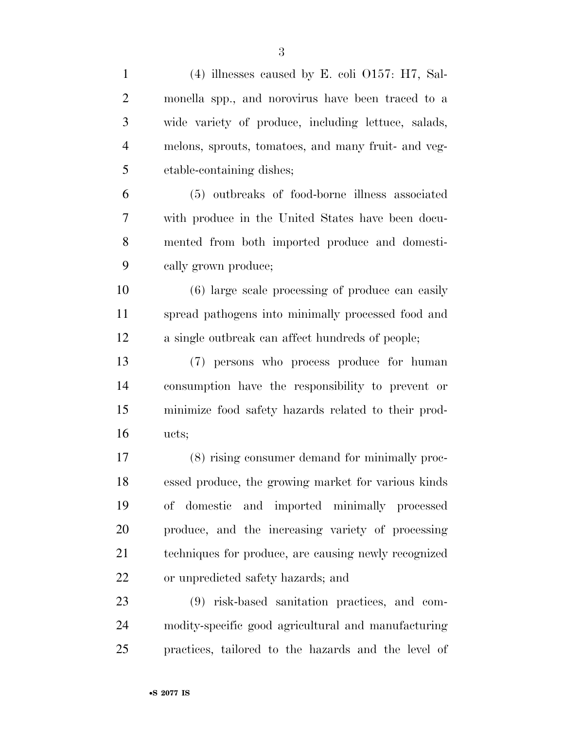(4) illnesses caused by E. coli O157: H7, Salmonella spp., and norovirus have been traced to a wide variety of produce, including lettuce, salads, melons, sprouts, tomatoes, and many fruit- and vegetable-containing dishes;

(5) outbreaks of food-borne illness associated with produce in the United States have been documented from both imported produce and domestically grown produce;

(6) large scale processing of produce can easily spread pathogens into minimally processed food and a single outbreak can affect hundreds of people;

(7) persons who process produce for human consumption have the responsibility to prevent or minimize food safety hazards related to their products;

(8) rising consumer demand for minimally processed produce, the growing market for various kinds of domestic and imported minimally processed produce, and the increasing variety of processing techniques for produce, are causing newly recognized or unpredicted safety hazards; and

(9) risk-based sanitation practices, and commodity-specific good agricultural and manufacturing practices, tailored to the hazards and the level of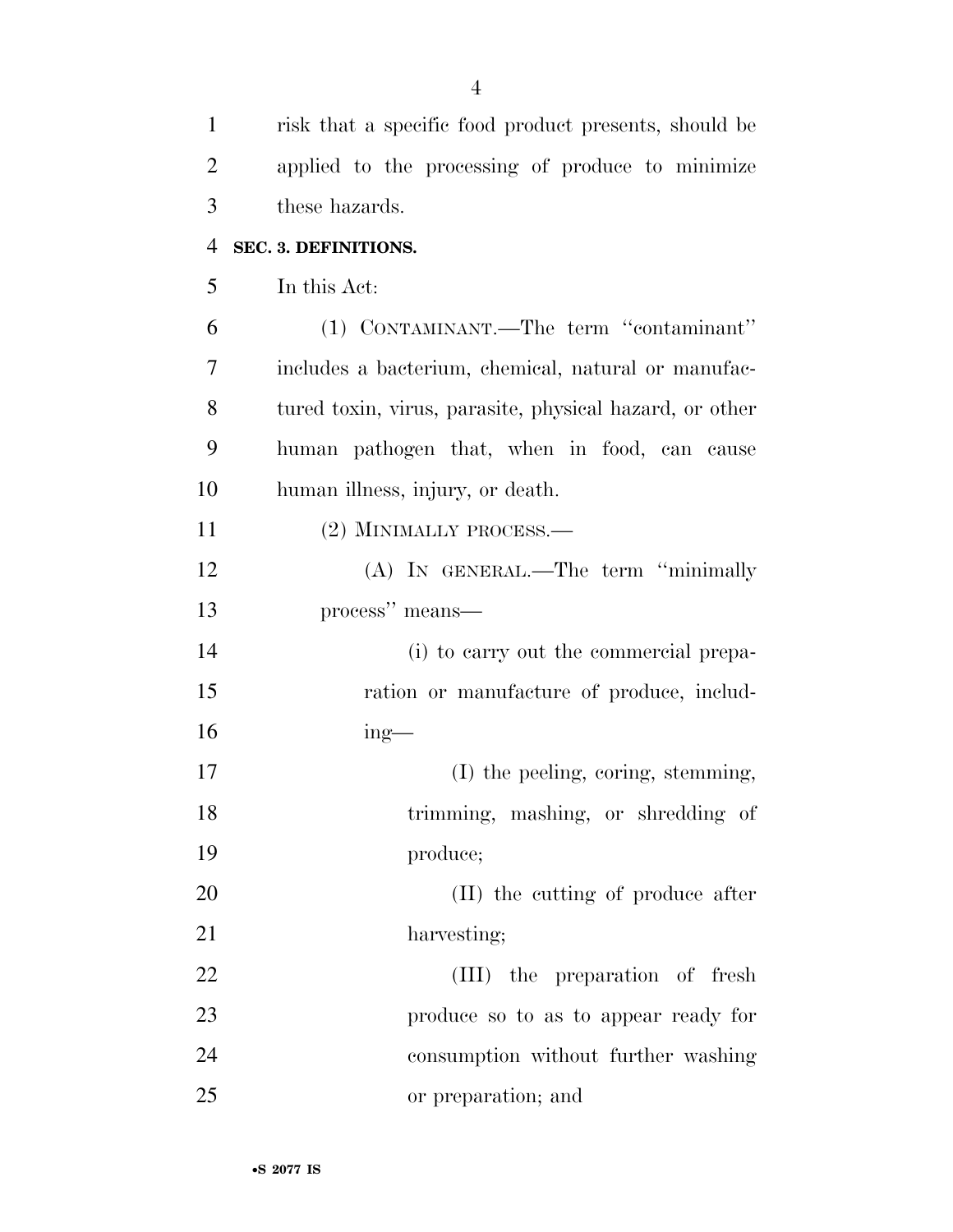risk that a specific food product presents, should be applied to the processing of produce to minimize these hazards.

**SEC. 3. DEFINITIONS.**

In this Act:

(1) CONTAMINANT.—The term ''contaminant'' includes a bacterium, chemical, natural or manufactured toxin, virus, parasite, physical hazard, or other human pathogen that, when in food, can cause human illness, injury, or death.

(2) MINIMALLY PROCESS.—

(A) IN GENERAL.—The term ''minimally process'' means—

(i) to carry out the commercial preparation or manufacture of produce, including—

(I) the peeling, coring, stemming, trimming, mashing, or shredding of produce;

(II) the cutting of produce after harvesting;

(III) the preparation of fresh produce so to as to appear ready for consumption without further washing or preparation; and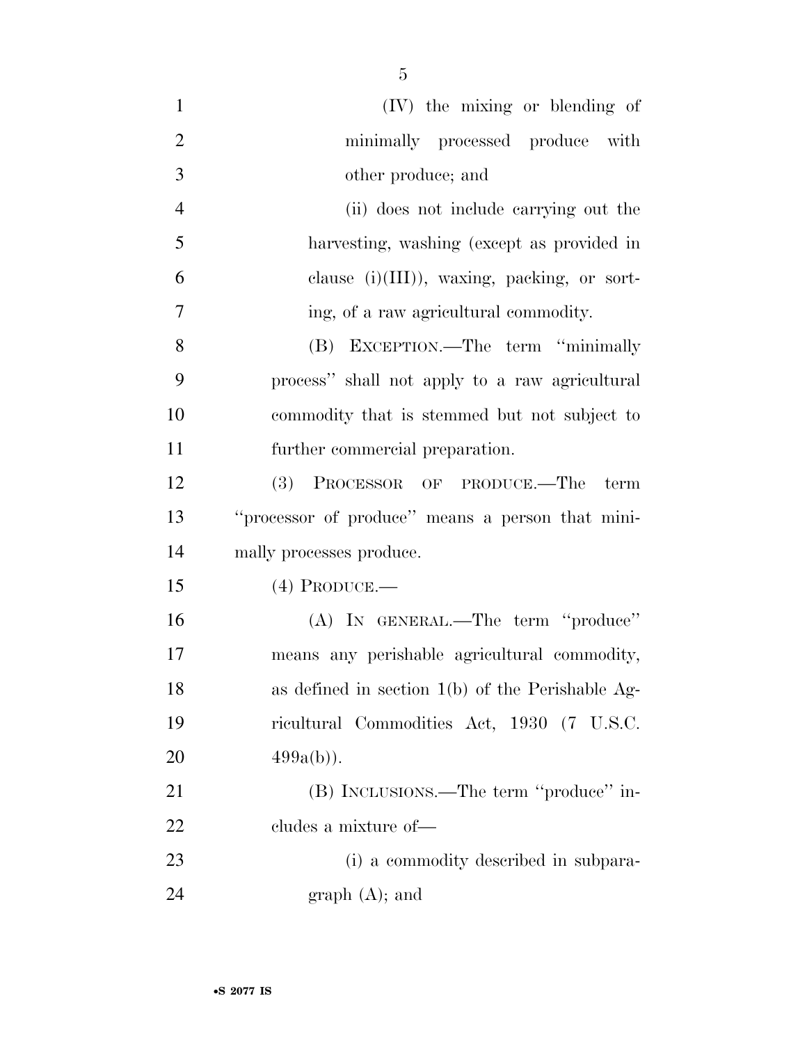(IV) the mixing or blending of minimally processed produce with other produce; and

(ii) does not include carrying out the harvesting, washing (except as provided in clause (i)(III)), waxing, packing, or sorting, of a raw agricultural commodity.

(B) EXCEPTION.—The term ''minimally process'' shall not apply to a raw agricultural commodity that is stemmed but not subject to further commercial preparation.

(3) PROCESSOR OF PRODUCE.—The term ''processor of produce'' means a person that minimally processes produce.

(4) PRODUCE.—

(A) IN GENERAL.—The term ''produce'' means any perishable agricultural commodity, as defined in section 1(b) of the Perishable Agricultural Commodities Act, 1930 (7 U.S.C. 499a(b)).

(B) INCLUSIONS.—The term ''produce'' includes a mixture of—

(i) a commodity described in subparagraph (A); and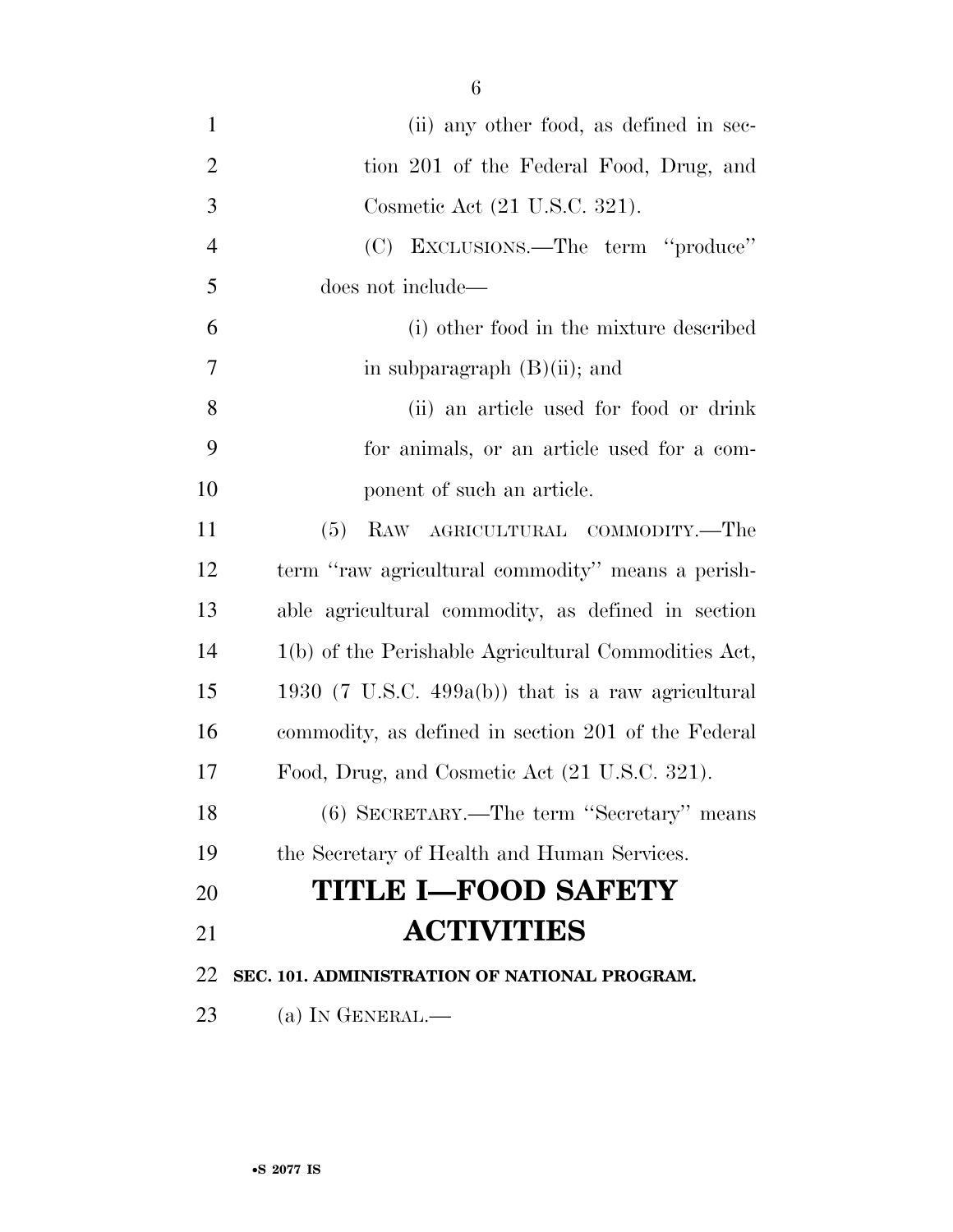(ii) any other food, as defined in section 201 of the Federal Food, Drug, and Cosmetic Act (21 U.S.C. 321).

(C) EXCLUSIONS.—The term ''produce'' does not include—

(i) other food in the mixture described in subparagraph (B)(ii); and

(ii) an article used for food or drink for animals, or an article used for a component of such an article.

(5) RAW AGRICULTURAL COMMODITY.—The term ''raw agricultural commodity'' means a perishable agricultural commodity, as defined in section 1(b) of the Perishable Agricultural Commodities Act, 1930 (7 U.S.C. 499a(b)) that is a raw agricultural commodity, as defined in section 201 of the Federal Food, Drug, and Cosmetic Act (21 U.S.C. 321).

(6) SECRETARY.—The term ''Secretary'' means the Secretary of Health and Human Services.

# TITLE I—FOOD SAFETY ACTIVITIES

## SEC. 101. ADMINISTRATION OF NATIONAL PROGRAM.

(a) IN GENERAL.—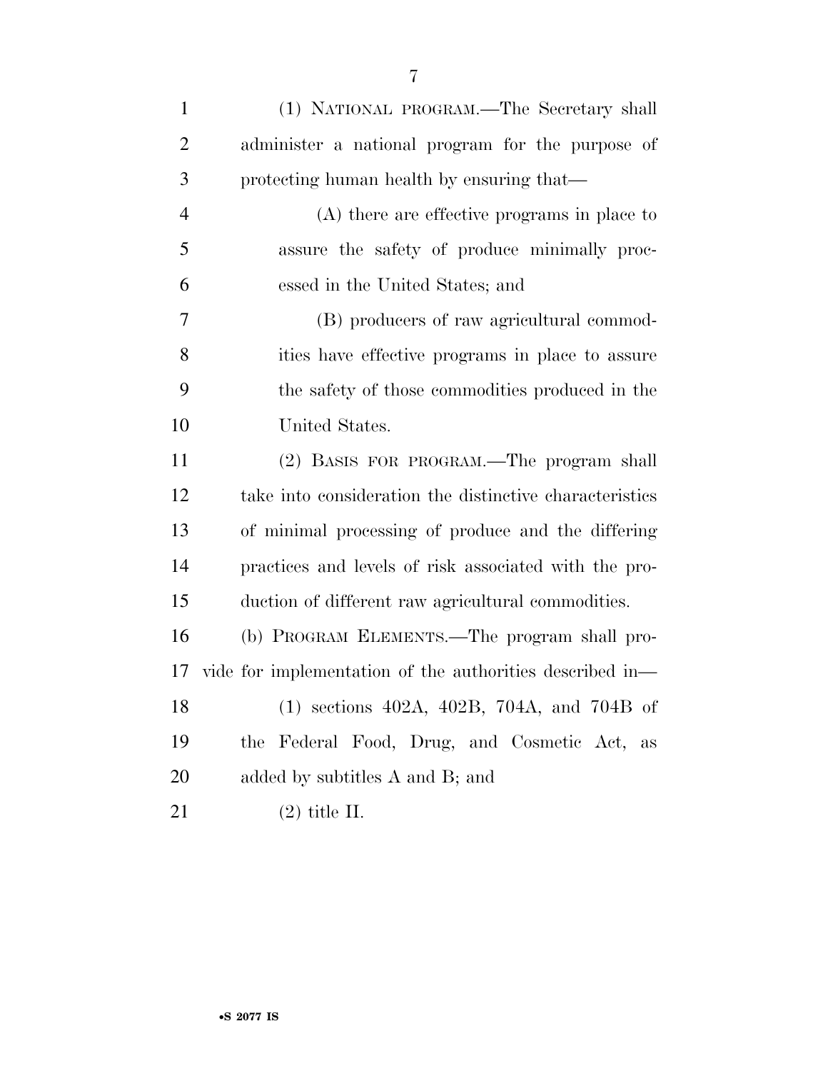(1) NATIONAL PROGRAM.—The Secretary shall administer a national program for the purpose of protecting human health by ensuring that—

(A) there are effective programs in place to assure the safety of produce minimally processed in the United States; and

(B) producers of raw agricultural commodities have effective programs in place to assure the safety of those commodities produced in the United States.

(2) BASIS FOR PROGRAM.—The program shall take into consideration the distinctive characteristics of minimal processing of produce and the differing practices and levels of risk associated with the production of different raw agricultural commodities.

(b) PROGRAM ELEMENTS.—The program shall provide for implementation of the authorities described in—

(1) sections 402A, 402B, 704A, and 704B of the Federal Food, Drug, and Cosmetic Act, as added by subtitles A and B; and

(2) title II.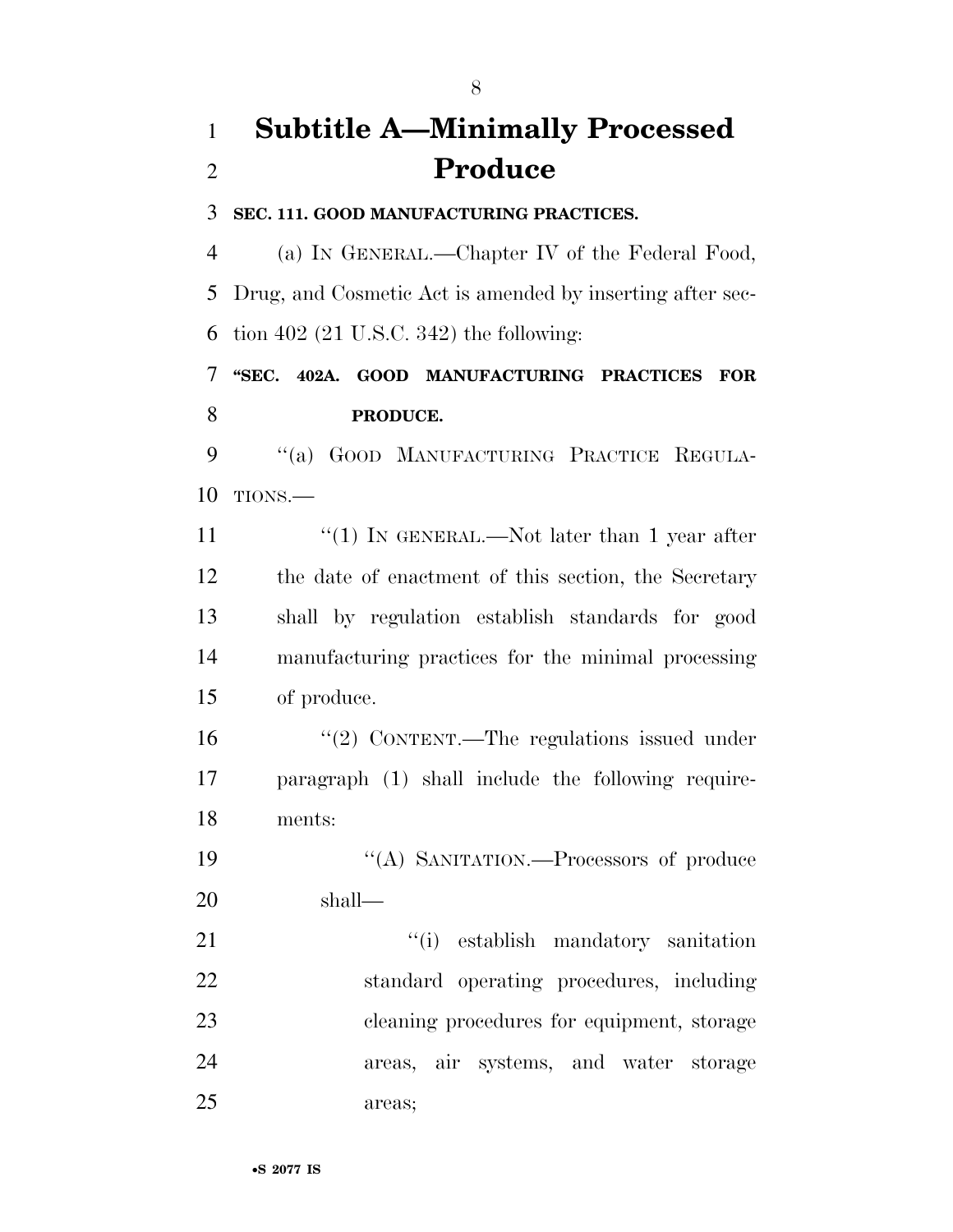# Subtitle A—Minimally Processed Produce

**SEC. 111. GOOD MANUFACTURING PRACTICES.**

(a) IN GENERAL.—Chapter IV of the Federal Food, Drug, and Cosmetic Act is amended by inserting after section 402 (21 U.S.C. 342) the following:

**"SEC. 402A. GOOD MANUFACTURING PRACTICES FOR PRODUCE.**

"(a) GOOD MANUFACTURING PRACTICE REGULATIONS.—

"(1) IN GENERAL.—Not later than 1 year after the date of enactment of this section, the Secretary shall by regulation establish standards for good manufacturing practices for the minimal processing of produce.

"(2) CONTENT.—The regulations issued under paragraph (1) shall include the following requirements:

"(A) SANITATION.—Processors of produce shall—

"(i) establish mandatory sanitation standard operating procedures, including cleaning procedures for equipment, storage areas, air systems, and water storage areas;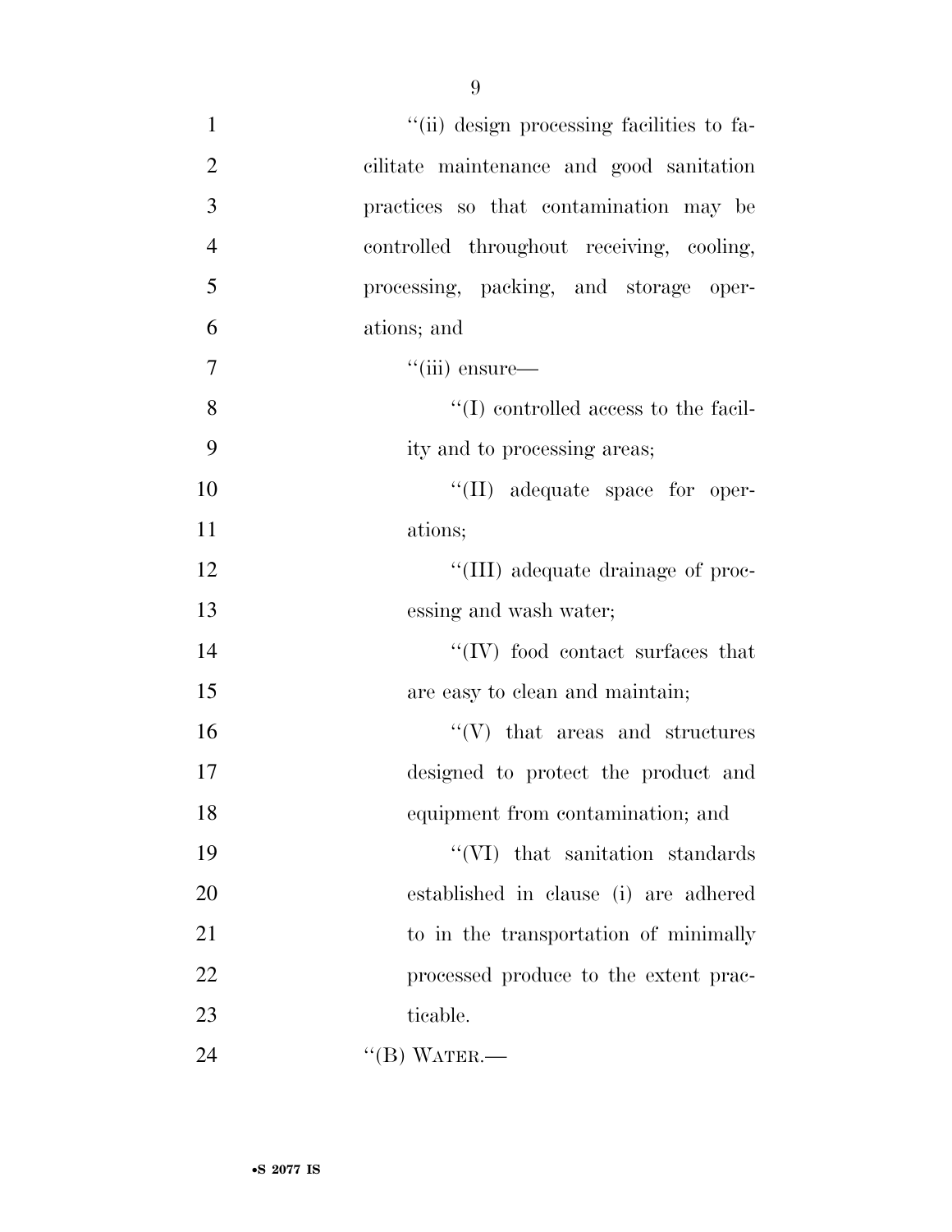''(ii) design processing facilities to facilitate maintenance and good sanitation practices so that contamination may be controlled throughout receiving, cooling, processing, packing, and storage operations; and

''(iii) ensure—

''(I) controlled access to the facility and to processing areas;

''(II) adequate space for operations;

''(III) adequate drainage of processing and wash water;

''(IV) food contact surfaces that are easy to clean and maintain;

''(V) that areas and structures designed to protect the product and equipment from contamination; and

''(VI) that sanitation standards established in clause (i) are adhered to in the transportation of minimally processed produce to the extent practicable.

''(B) WATER.—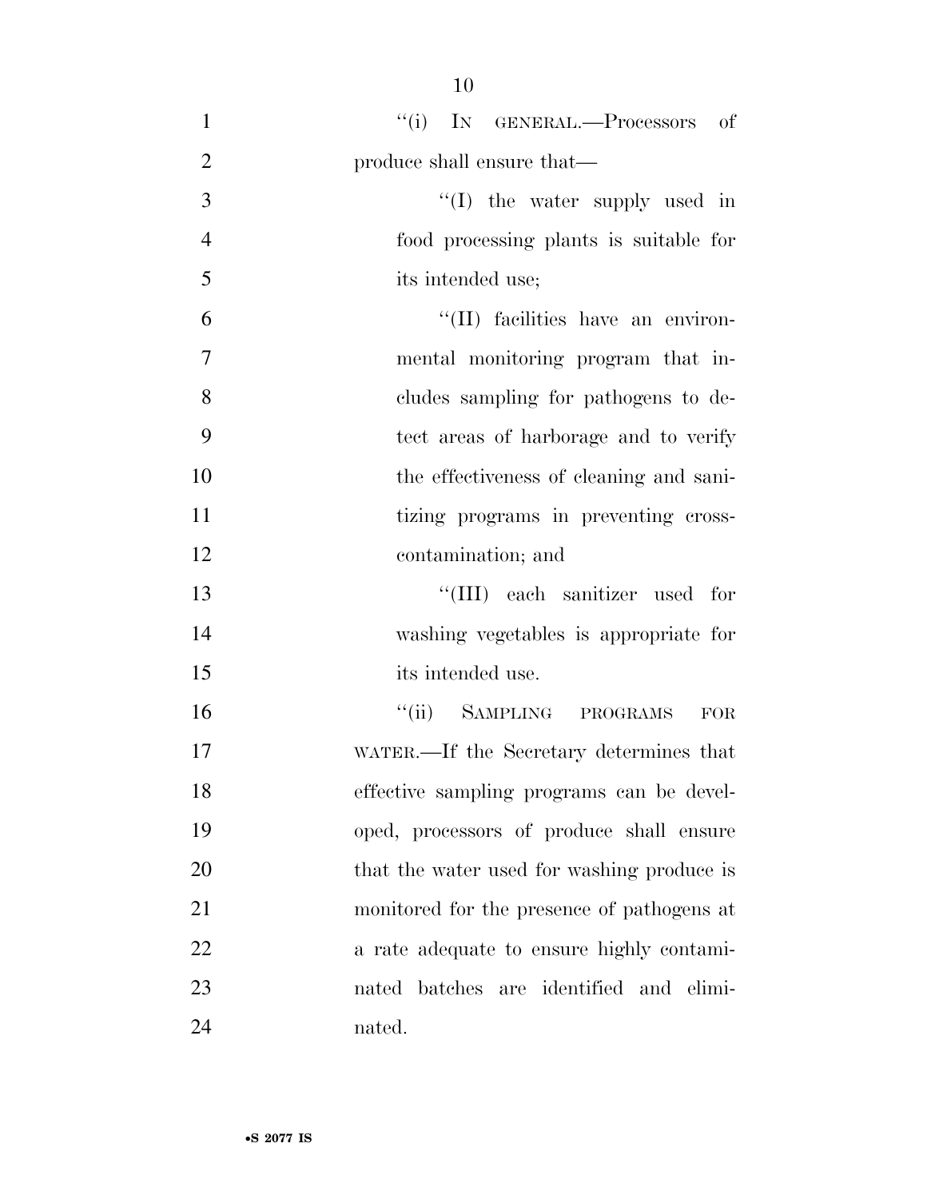"(i) IN GENERAL.—Processors of produce shall ensure that—

"(I) the water supply used in food processing plants is suitable for its intended use;

"(II) facilities have an environmental monitoring program that includes sampling for pathogens to detect areas of harborage and to verify the effectiveness of cleaning and sanitizing programs in preventing cross-contamination; and

"(III) each sanitizer used for washing vegetables is appropriate for its intended use.

"(ii) SAMPLING PROGRAMS FOR WATER.—If the Secretary determines that effective sampling programs can be developed, processors of produce shall ensure that the water used for washing produce is monitored for the presence of pathogens at a rate adequate to ensure highly contaminated batches are identified and eliminated.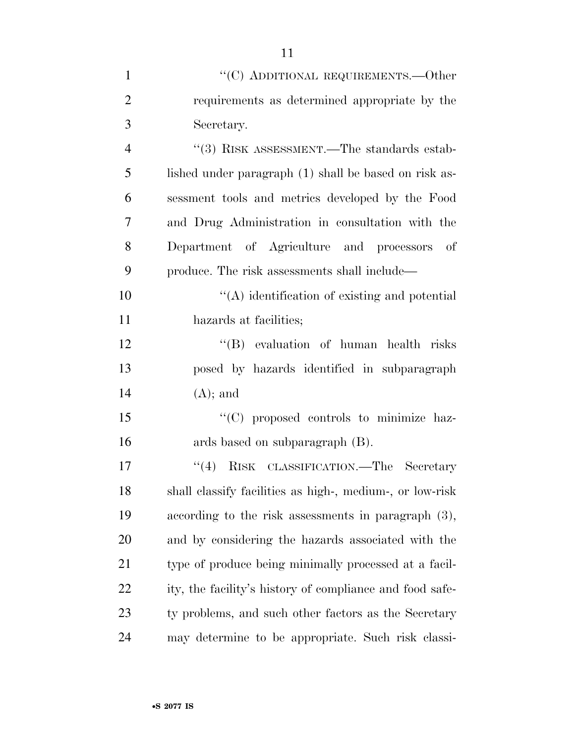"(C) ADDITIONAL REQUIREMENTS.—Other requirements as determined appropriate by the Secretary.

"(3) RISK ASSESSMENT.—The standards established under paragraph (1) shall be based on risk assessment tools and metrics developed by the Food and Drug Administration in consultation with the Department of Agriculture and processors of produce. The risk assessments shall include—

"(A) identification of existing and potential hazards at facilities;

"(B) evaluation of human health risks posed by hazards identified in subparagraph (A); and

"(C) proposed controls to minimize hazards based on subparagraph (B).

"(4) RISK CLASSIFICATION.—The Secretary shall classify facilities as high-, medium-, or low-risk according to the risk assessments in paragraph (3), and by considering the hazards associated with the type of produce being minimally processed at a facility, the facility's history of compliance and food safety problems, and such other factors as the Secretary may determine to be appropriate. Such risk classi-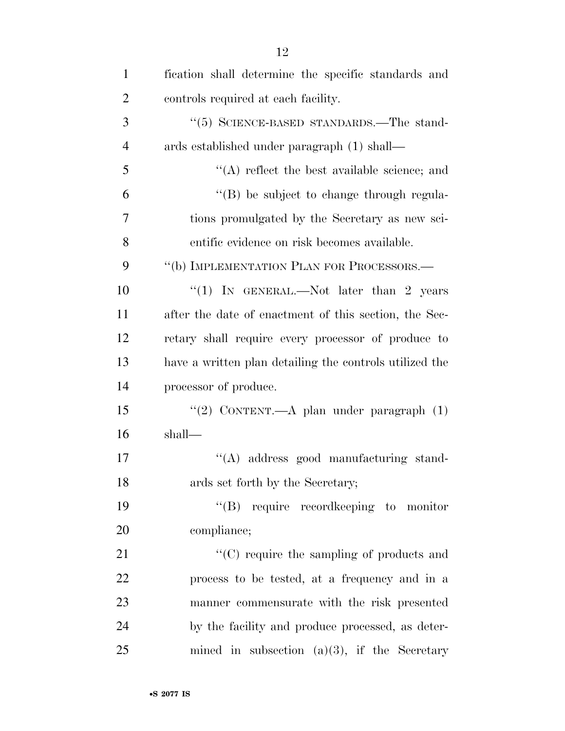fication shall determine the specific standards and controls required at each facility.

"(5) SCIENCE-BASED STANDARDS.—The standards established under paragraph (1) shall—

"(A) reflect the best available science; and

"(B) be subject to change through regulations promulgated by the Secretary as new scientific evidence on risk becomes available.

"(b) IMPLEMENTATION PLAN FOR PROCESSORS.—

"(1) IN GENERAL.—Not later than 2 years after the date of enactment of this section, the Secretary shall require every processor of produce to have a written plan detailing the controls utilized the processor of produce.

"(2) CONTENT.—A plan under paragraph (1) shall—

"(A) address good manufacturing standards set forth by the Secretary;

"(B) require recordkeeping to monitor compliance;

"(C) require the sampling of products and process to be tested, at a frequency and in a manner commensurate with the risk presented by the facility and produce processed, as determined in subsection (a)(3), if the Secretary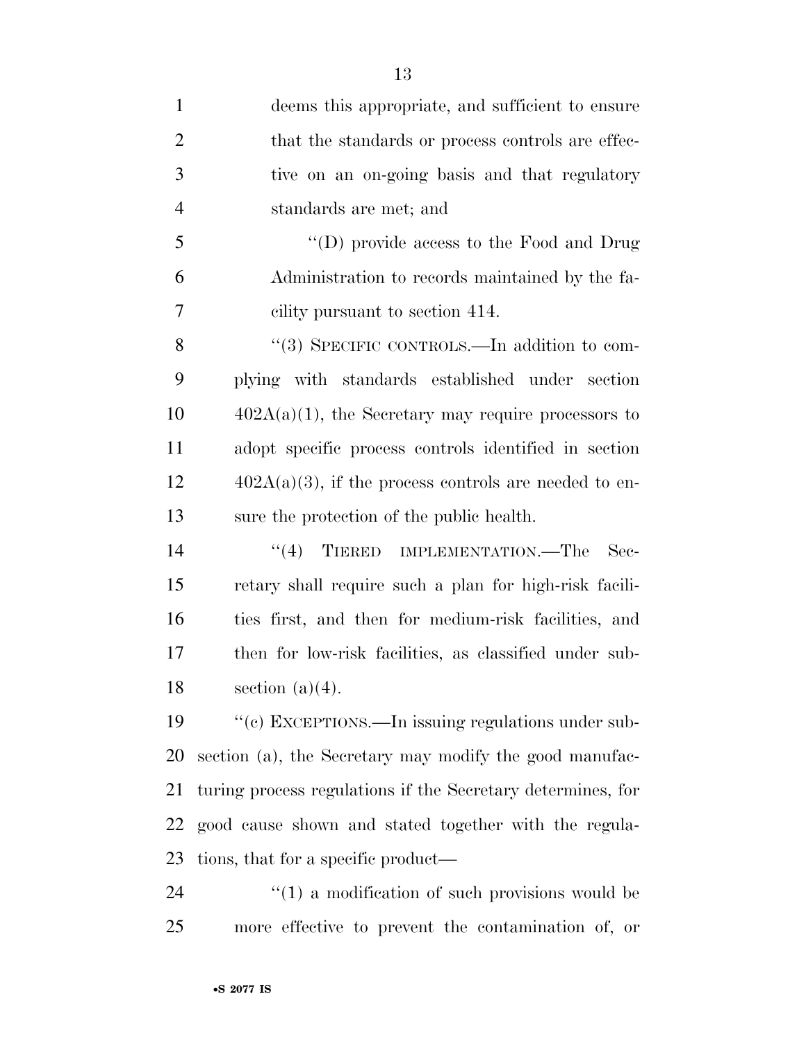deems this appropriate, and sufficient to ensure that the standards or process controls are effective on an on-going basis and that regulatory standards are met; and

''(D) provide access to the Food and Drug Administration to records maintained by the facility pursuant to section 414.

''(3) SPECIFIC CONTROLS.—In addition to complying with standards established under section 402A(a)(1), the Secretary may require processors to adopt specific process controls identified in section 402A(a)(3), if the process controls are needed to ensure the protection of the public health.

''(4) TIERED IMPLEMENTATION.—The Secretary shall require such a plan for high-risk facilities first, and then for medium-risk facilities, and then for low-risk facilities, as classified under subsection (a)(4).

''(c) EXCEPTIONS.—In issuing regulations under subsection (a), the Secretary may modify the good manufacturing process regulations if the Secretary determines, for good cause shown and stated together with the regulations, that for a specific product—

''(1) a modification of such provisions would be more effective to prevent the contamination of, or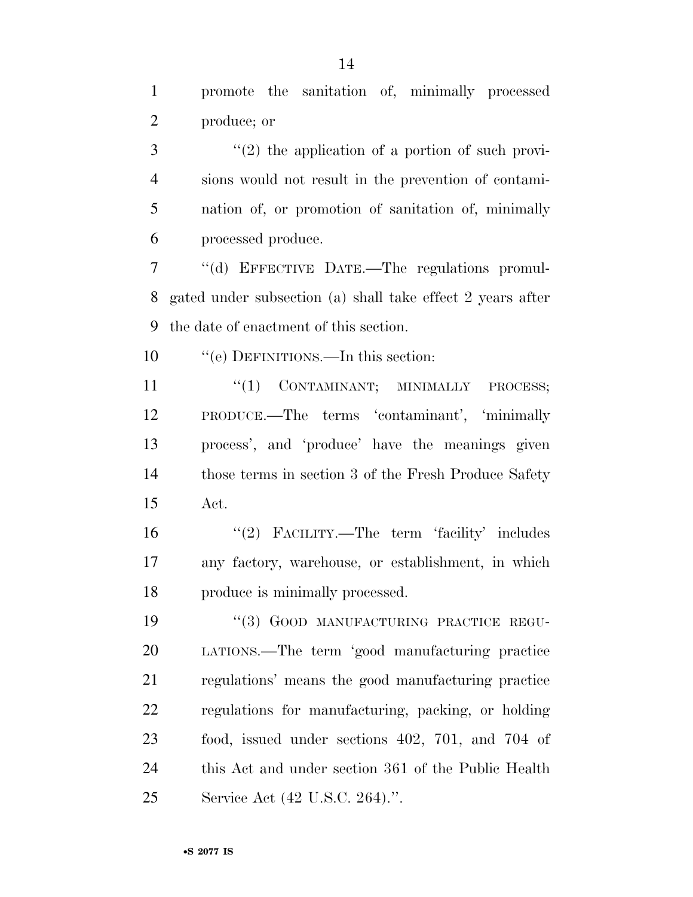promote the sanitation of, minimally processed produce; or

"(2) the application of a portion of such provisions would not result in the prevention of contamination of, or promotion of sanitation of, minimally processed produce.

"(d) EFFECTIVE DATE.—The regulations promulgated under subsection (a) shall take effect 2 years after the date of enactment of this section.

"(e) DEFINITIONS.—In this section:

"(1) CONTAMINANT; MINIMALLY PROCESS; PRODUCE.—The terms 'contaminant', 'minimally process', and 'produce' have the meanings given those terms in section 3 of the Fresh Produce Safety Act.

"(2) FACILITY.—The term 'facility' includes any factory, warehouse, or establishment, in which produce is minimally processed.

"(3) GOOD MANUFACTURING PRACTICE REGULATIONS.—The term 'good manufacturing practice regulations' means the good manufacturing practice regulations for manufacturing, packing, or holding food, issued under sections 402, 701, and 704 of this Act and under section 361 of the Public Health Service Act (42 U.S.C. 264).".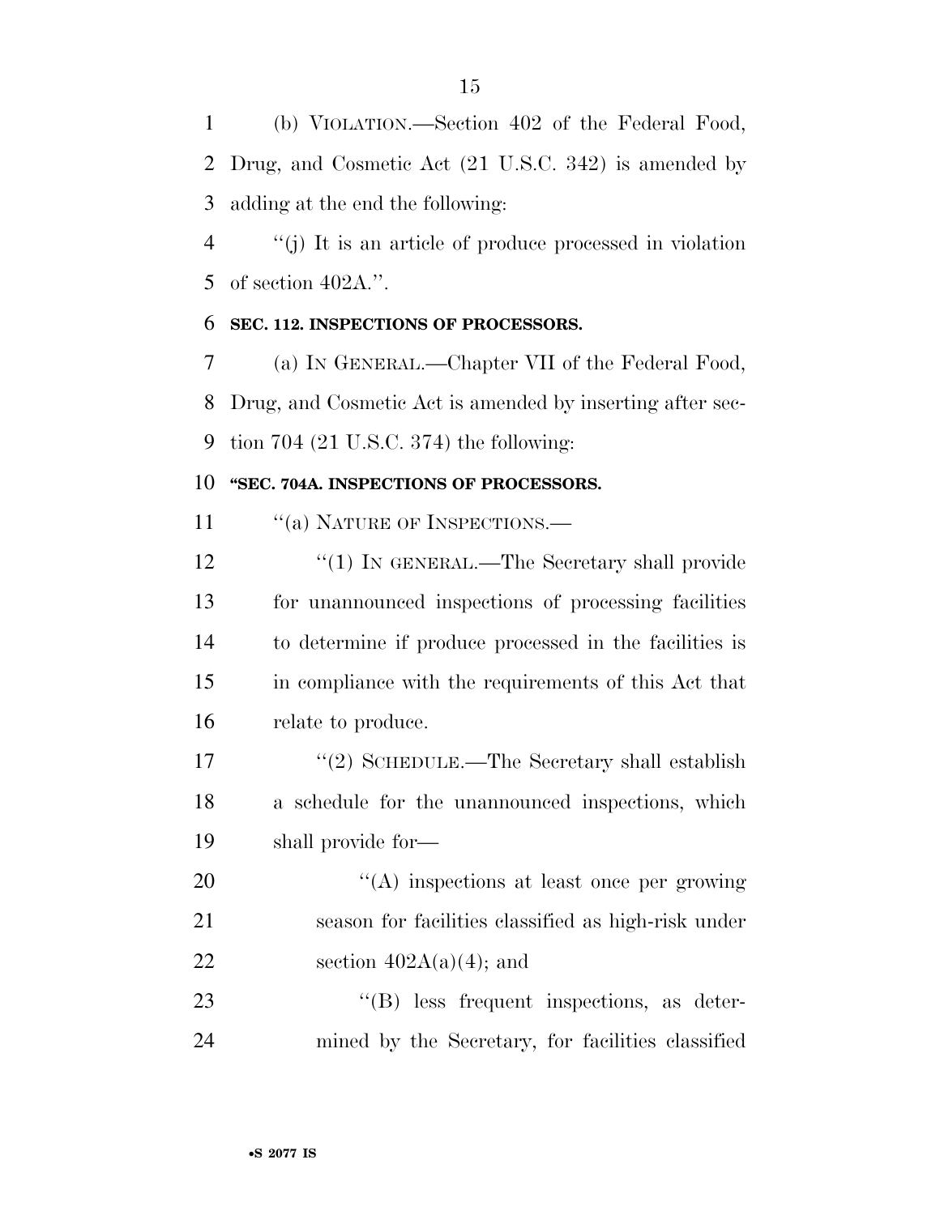(b) VIOLATION.—Section 402 of the Federal Food, Drug, and Cosmetic Act (21 U.S.C. 342) is amended by adding at the end the following:

''(j) It is an article of produce processed in violation of section 402A.''.

**SEC. 112. INSPECTIONS OF PROCESSORS.**

(a) IN GENERAL.—Chapter VII of the Federal Food, Drug, and Cosmetic Act is amended by inserting after section 704 (21 U.S.C. 374) the following:

**''SEC. 704A. INSPECTIONS OF PROCESSORS.**

''(a) NATURE OF INSPECTIONS.—

''(1) IN GENERAL.—The Secretary shall provide for unannounced inspections of processing facilities to determine if produce processed in the facilities is in compliance with the requirements of this Act that relate to produce.

''(2) SCHEDULE.—The Secretary shall establish a schedule for the unannounced inspections, which shall provide for—

''(A) inspections at least once per growing season for facilities classified as high-risk under section 402A(a)(4); and

''(B) less frequent inspections, as determined by the Secretary, for facilities classified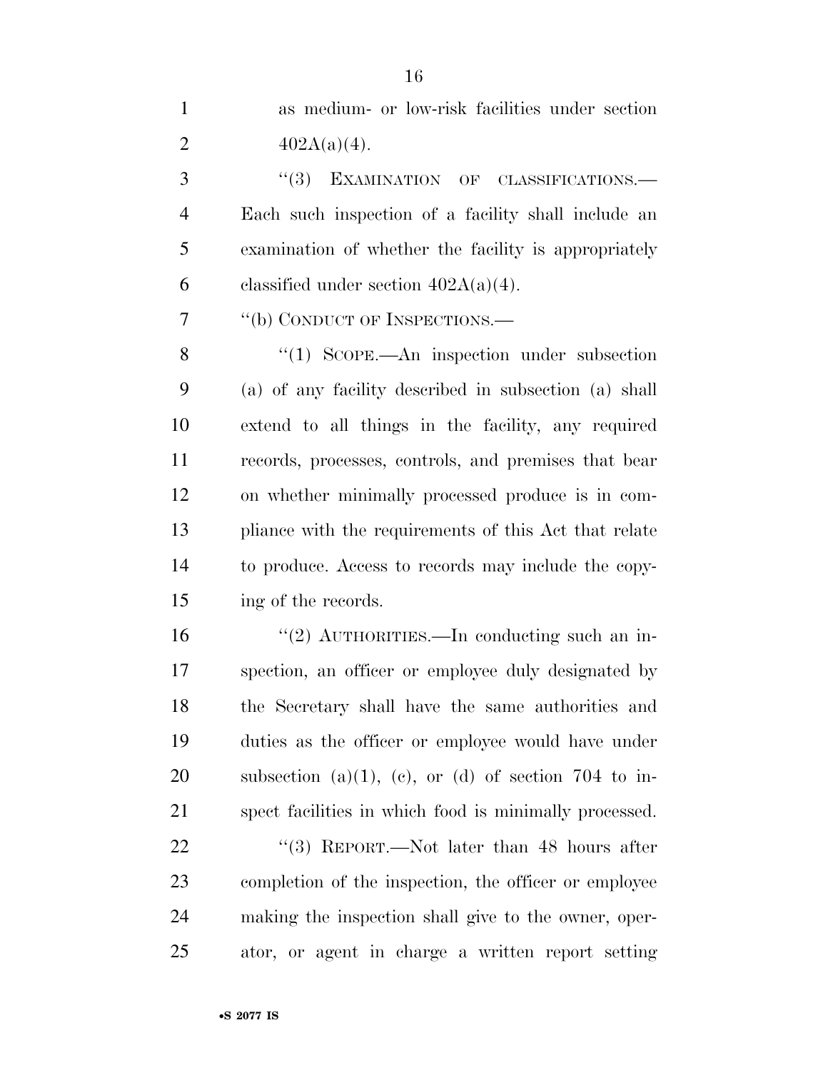as medium- or low-risk facilities under section 402A(a)(4).

"(3) EXAMINATION OF CLASSIFICATIONS.—Each such inspection of a facility shall include an examination of whether the facility is appropriately classified under section 402A(a)(4).

"(b) CONDUCT OF INSPECTIONS.—

"(1) SCOPE.—An inspection under subsection (a) of any facility described in subsection (a) shall extend to all things in the facility, any required records, processes, controls, and premises that bear on whether minimally processed produce is in compliance with the requirements of this Act that relate to produce. Access to records may include the copying of the records.

"(2) AUTHORITIES.—In conducting such an inspection, an officer or employee duly designated by the Secretary shall have the same authorities and duties as the officer or employee would have under subsection (a)(1), (c), or (d) of section 704 to inspect facilities in which food is minimally processed.

"(3) REPORT.—Not later than 48 hours after completion of the inspection, the officer or employee making the inspection shall give to the owner, operator, or agent in charge a written report setting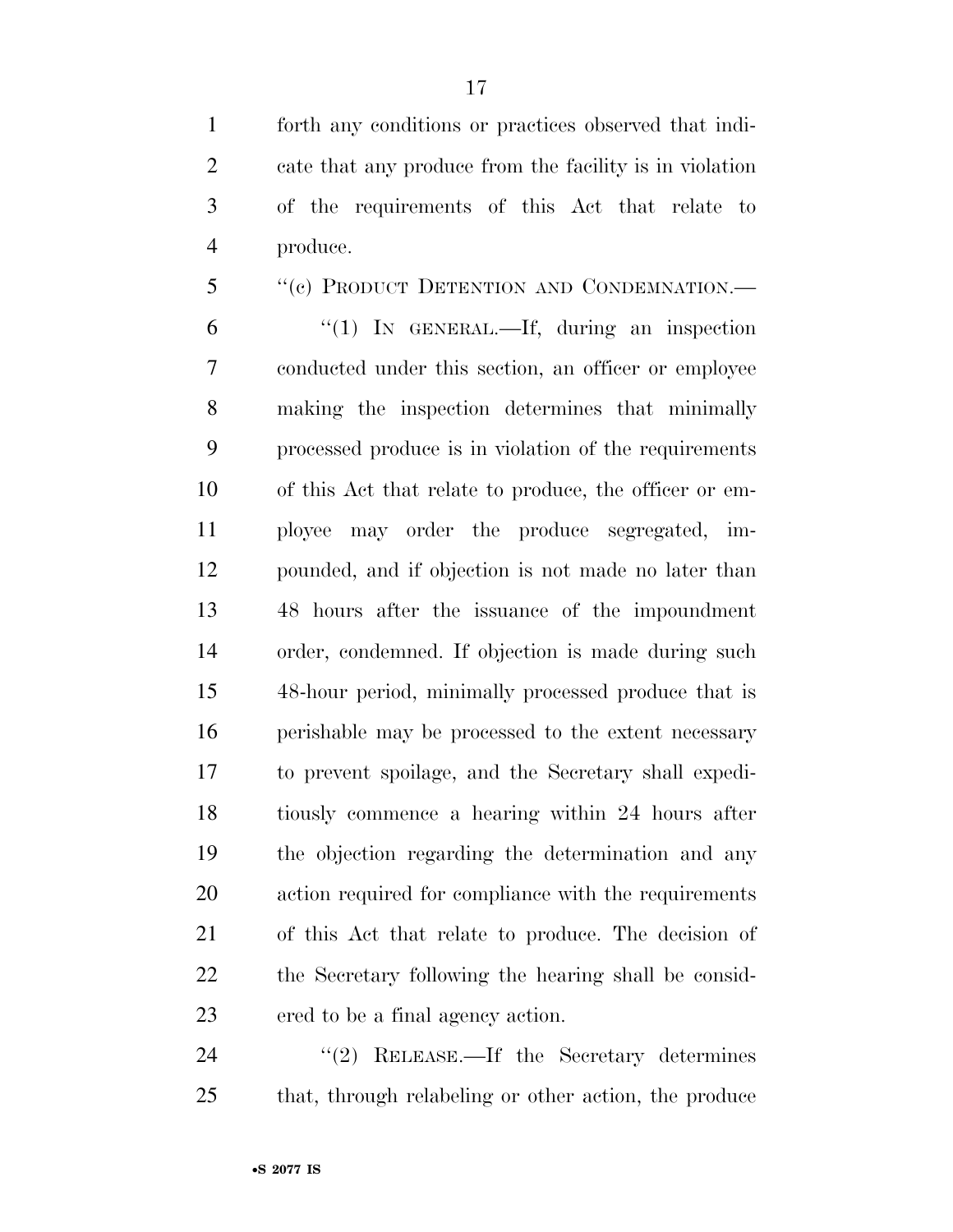forth any conditions or practices observed that indicate that any produce from the facility is in violation of the requirements of this Act that relate to produce.

"(c) PRODUCT DETENTION AND CONDEMNATION.—

"(1) IN GENERAL.—If, during an inspection conducted under this section, an officer or employee making the inspection determines that minimally processed produce is in violation of the requirements of this Act that relate to produce, the officer or employee may order the produce segregated, impounded, and if objection is not made no later than 48 hours after the issuance of the impoundment order, condemned. If objection is made during such 48-hour period, minimally processed produce that is perishable may be processed to the extent necessary to prevent spoilage, and the Secretary shall expeditiously commence a hearing within 24 hours after the objection regarding the determination and any action required for compliance with the requirements of this Act that relate to produce. The decision of the Secretary following the hearing shall be considered to be a final agency action.

"(2) RELEASE.—If the Secretary determines that, through relabeling or other action, the produce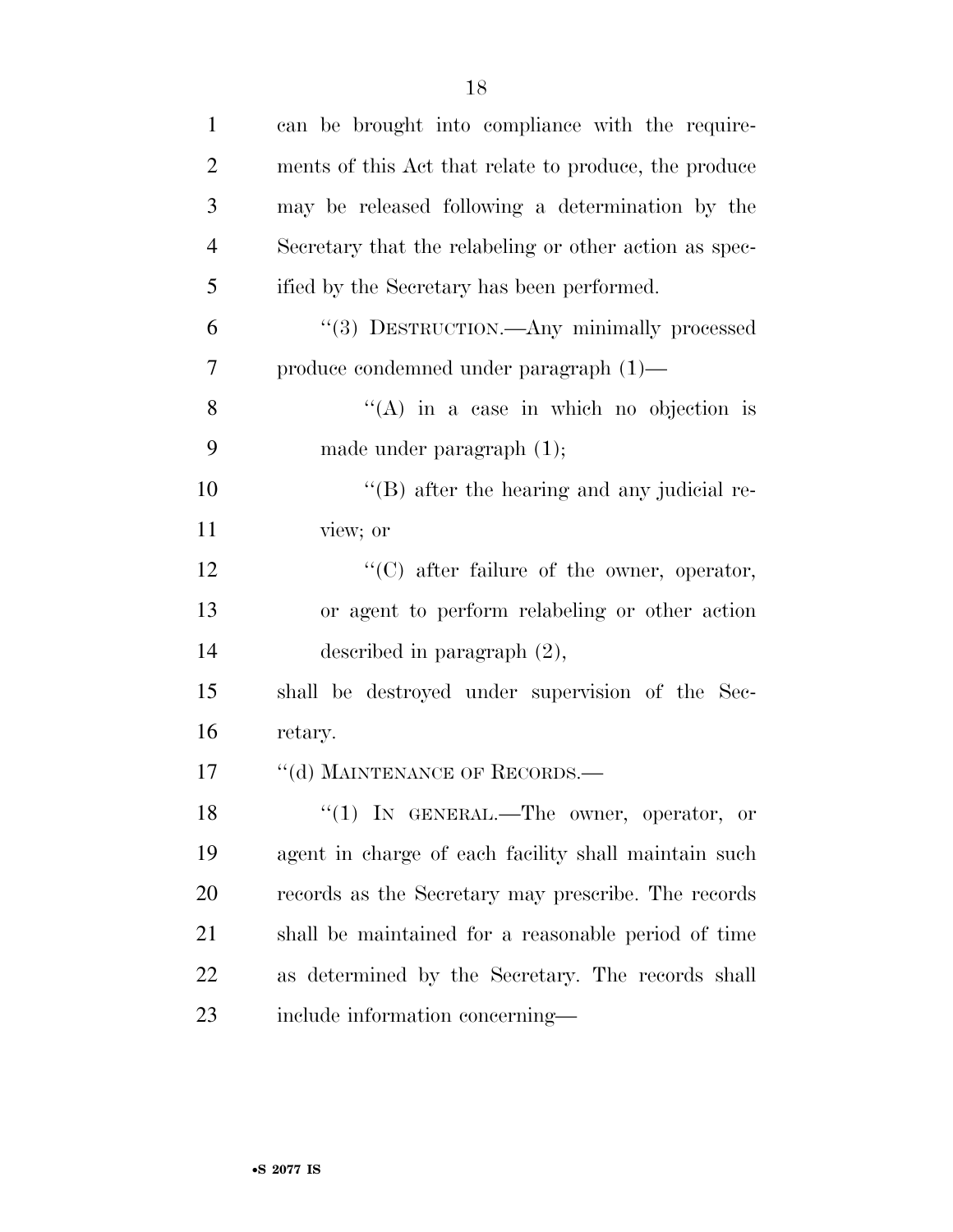can be brought into compliance with the requirements of this Act that relate to produce, the produce may be released following a determination by the Secretary that the relabeling or other action as specified by the Secretary has been performed.

"(3) DESTRUCTION.—Any minimally processed produce condemned under paragraph (1)—

"(A) in a case in which no objection is made under paragraph (1);

"(B) after the hearing and any judicial review; or

"(C) after failure of the owner, operator, or agent to perform relabeling or other action described in paragraph (2),

shall be destroyed under supervision of the Secretary.

"(d) MAINTENANCE OF RECORDS.—

"(1) IN GENERAL.—The owner, operator, or agent in charge of each facility shall maintain such records as the Secretary may prescribe. The records shall be maintained for a reasonable period of time as determined by the Secretary. The records shall include information concerning—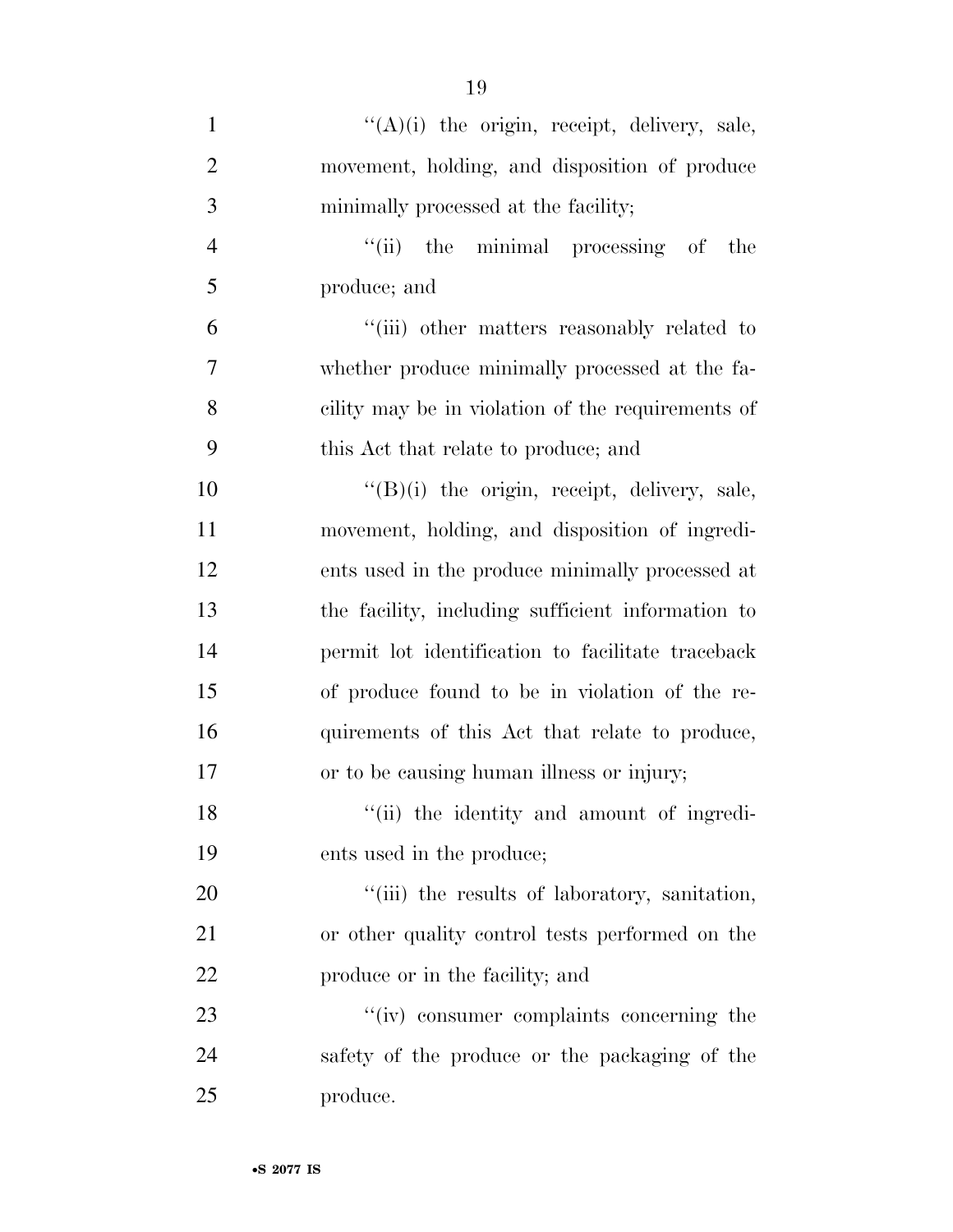''(A)(i) the origin, receipt, delivery, sale, movement, holding, and disposition of produce minimally processed at the facility;

''(ii) the minimal processing of the produce; and

''(iii) other matters reasonably related to whether produce minimally processed at the facility may be in violation of the requirements of this Act that relate to produce; and

''(B)(i) the origin, receipt, delivery, sale, movement, holding, and disposition of ingredients used in the produce minimally processed at the facility, including sufficient information to permit lot identification to facilitate traceback of produce found to be in violation of the requirements of this Act that relate to produce, or to be causing human illness or injury;

''(ii) the identity and amount of ingredients used in the produce;

''(iii) the results of laboratory, sanitation, or other quality control tests performed on the produce or in the facility; and

''(iv) consumer complaints concerning the safety of the produce or the packaging of the produce.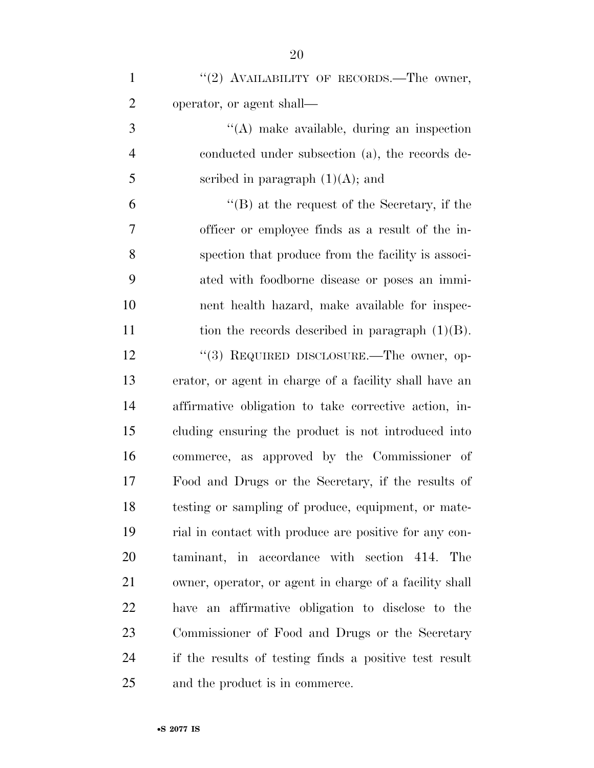"(2) AVAILABILITY OF RECORDS.—The owner, operator, or agent shall—

"(A) make available, during an inspection conducted under subsection (a), the records described in paragraph (1)(A); and

"(B) at the request of the Secretary, if the officer or employee finds as a result of the inspection that produce from the facility is associated with foodborne disease or poses an imminent health hazard, make available for inspection the records described in paragraph (1)(B).

"(3) REQUIRED DISCLOSURE.—The owner, operator, or agent in charge of a facility shall have an affirmative obligation to take corrective action, including ensuring the product is not introduced into commerce, as approved by the Commissioner of Food and Drugs or the Secretary, if the results of testing or sampling of produce, equipment, or material in contact with produce are positive for any contaminant, in accordance with section 414. The owner, operator, or agent in charge of a facility shall have an affirmative obligation to disclose to the Commissioner of Food and Drugs or the Secretary if the results of testing finds a positive test result and the product is in commerce.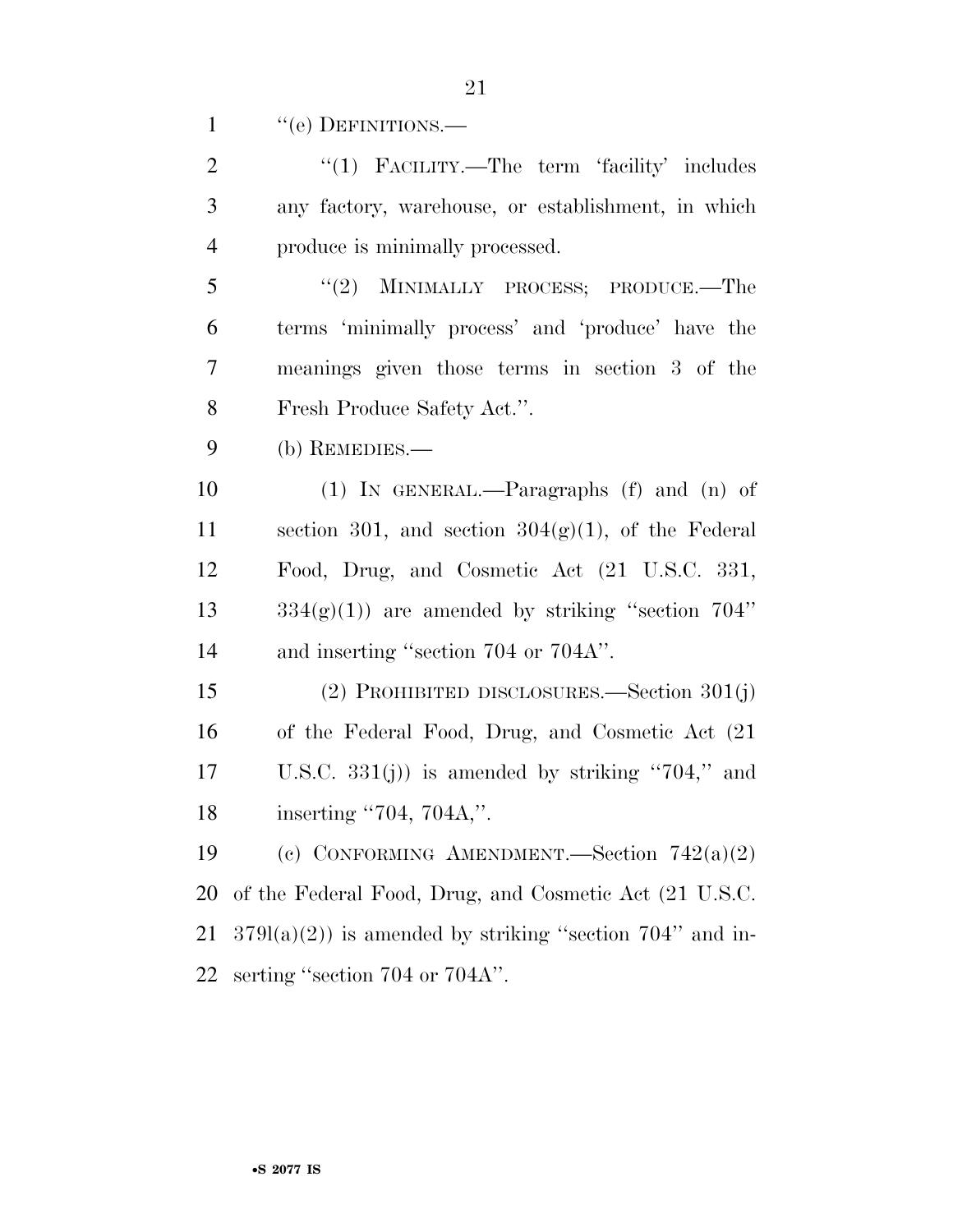"(e) DEFINITIONS.—

"(1) FACILITY.—The term 'facility' includes any factory, warehouse, or establishment, in which produce is minimally processed.

"(2) MINIMALLY PROCESS; PRODUCE.—The terms 'minimally process' and 'produce' have the meanings given those terms in section 3 of the Fresh Produce Safety Act.".

(b) REMEDIES.—

(1) IN GENERAL.—Paragraphs (f) and (n) of section 301, and section 304(g)(1), of the Federal Food, Drug, and Cosmetic Act (21 U.S.C. 331, 334(g)(1)) are amended by striking "section 704" and inserting "section 704 or 704A".

(2) PROHIBITED DISCLOSURES.—Section 301(j) of the Federal Food, Drug, and Cosmetic Act (21 U.S.C. 331(j)) is amended by striking "704," and inserting "704, 704A,".

(c) CONFORMING AMENDMENT.—Section 742(a)(2) of the Federal Food, Drug, and Cosmetic Act (21 U.S.C. 379l(a)(2)) is amended by striking "section 704" and inserting "section 704 or 704A".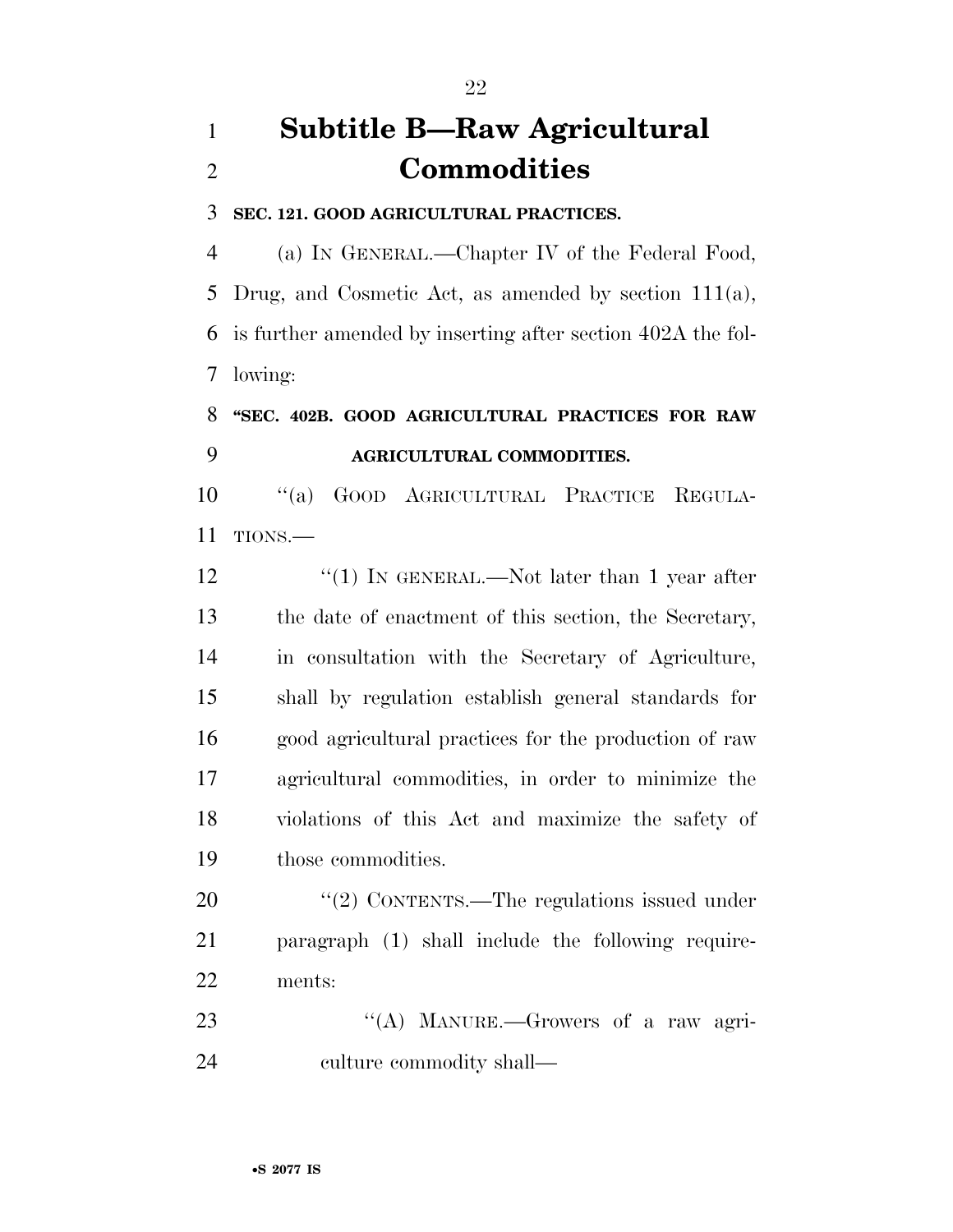# Subtitle B—Raw Agricultural Commodities

**SEC. 121. GOOD AGRICULTURAL PRACTICES.**

(a) IN GENERAL.—Chapter IV of the Federal Food, Drug, and Cosmetic Act, as amended by section 111(a), is further amended by inserting after section 402A the following:

**"SEC. 402B. GOOD AGRICULTURAL PRACTICES FOR RAW AGRICULTURAL COMMODITIES.**

"(a) GOOD AGRICULTURAL PRACTICE REGULATIONS.—

"(1) IN GENERAL.—Not later than 1 year after the date of enactment of this section, the Secretary, in consultation with the Secretary of Agriculture, shall by regulation establish general standards for good agricultural practices for the production of raw agricultural commodities, in order to minimize the violations of this Act and maximize the safety of those commodities.

"(2) CONTENTS.—The regulations issued under paragraph (1) shall include the following requirements:

"(A) MANURE.—Growers of a raw agriculture commodity shall—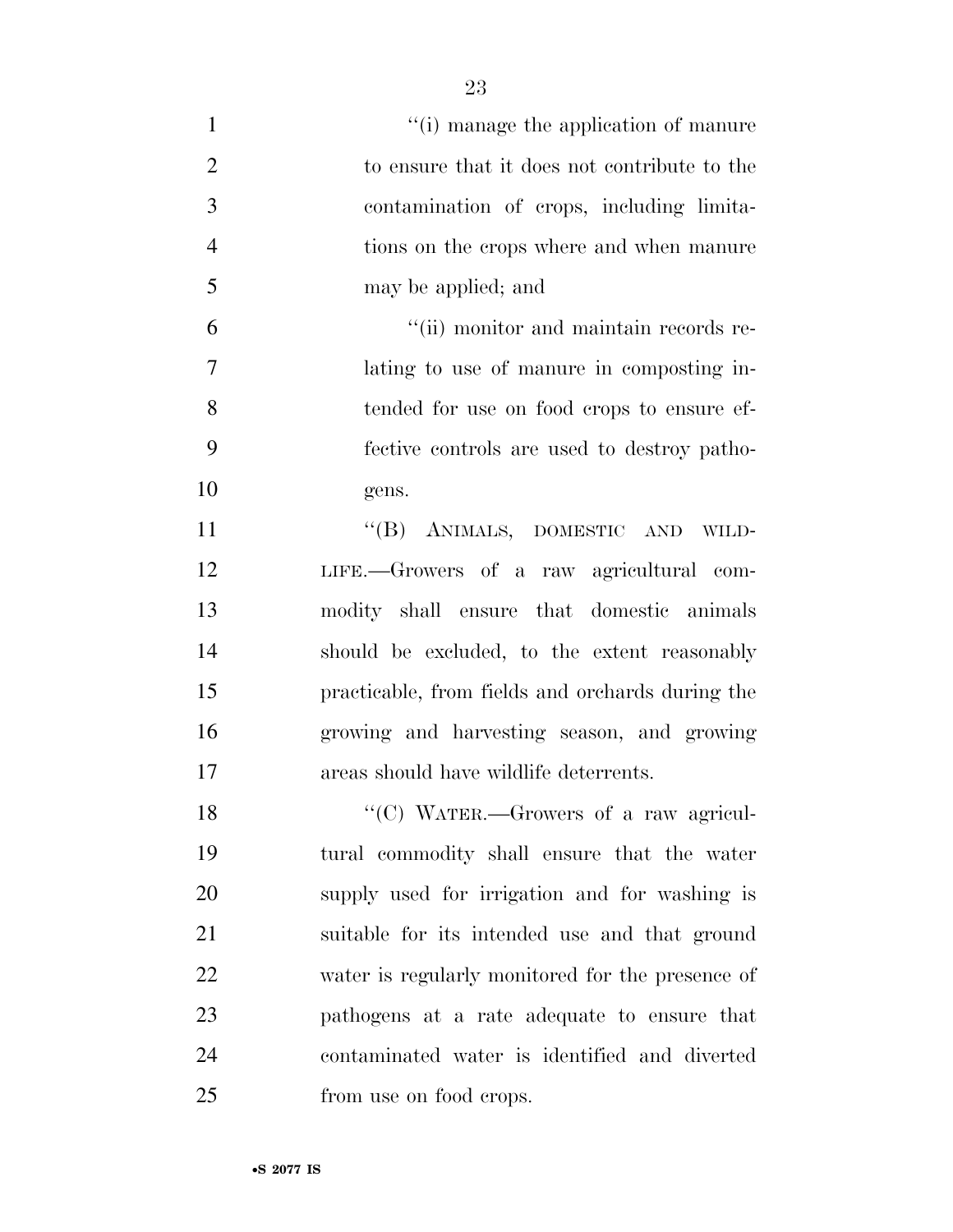''(i) manage the application of manure to ensure that it does not contribute to the contamination of crops, including limitations on the crops where and when manure may be applied; and

''(ii) monitor and maintain records relating to use of manure in composting intended for use on food crops to ensure effective controls are used to destroy pathogens.

''(B) ANIMALS, DOMESTIC AND WILDLIFE.—Growers of a raw agricultural commodity shall ensure that domestic animals should be excluded, to the extent reasonably practicable, from fields and orchards during the growing and harvesting season, and growing areas should have wildlife deterrents.

''(C) WATER.—Growers of a raw agricultural commodity shall ensure that the water supply used for irrigation and for washing is suitable for its intended use and that ground water is regularly monitored for the presence of pathogens at a rate adequate to ensure that contaminated water is identified and diverted from use on food crops.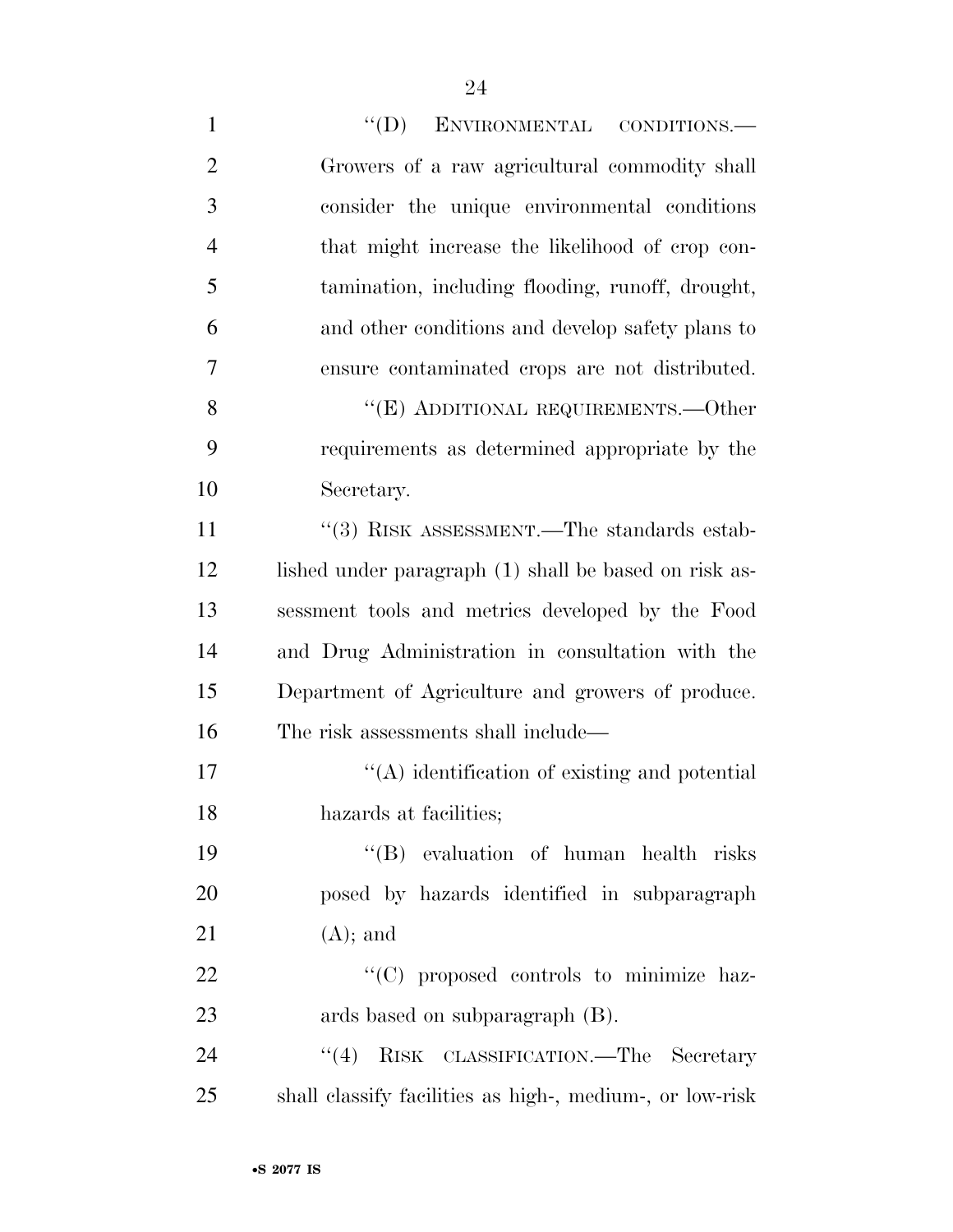"(D) ENVIRONMENTAL CONDITIONS.—Growers of a raw agricultural commodity shall consider the unique environmental conditions that might increase the likelihood of crop contamination, including flooding, runoff, drought, and other conditions and develop safety plans to ensure contaminated crops are not distributed.

"(E) ADDITIONAL REQUIREMENTS.—Other requirements as determined appropriate by the Secretary.

"(3) RISK ASSESSMENT.—The standards established under paragraph (1) shall be based on risk assessment tools and metrics developed by the Food and Drug Administration in consultation with the Department of Agriculture and growers of produce. The risk assessments shall include—

"(A) identification of existing and potential hazards at facilities;

"(B) evaluation of human health risks posed by hazards identified in subparagraph (A); and

"(C) proposed controls to minimize hazards based on subparagraph (B).

"(4) RISK CLASSIFICATION.—The Secretary shall classify facilities as high-, medium-, or low-risk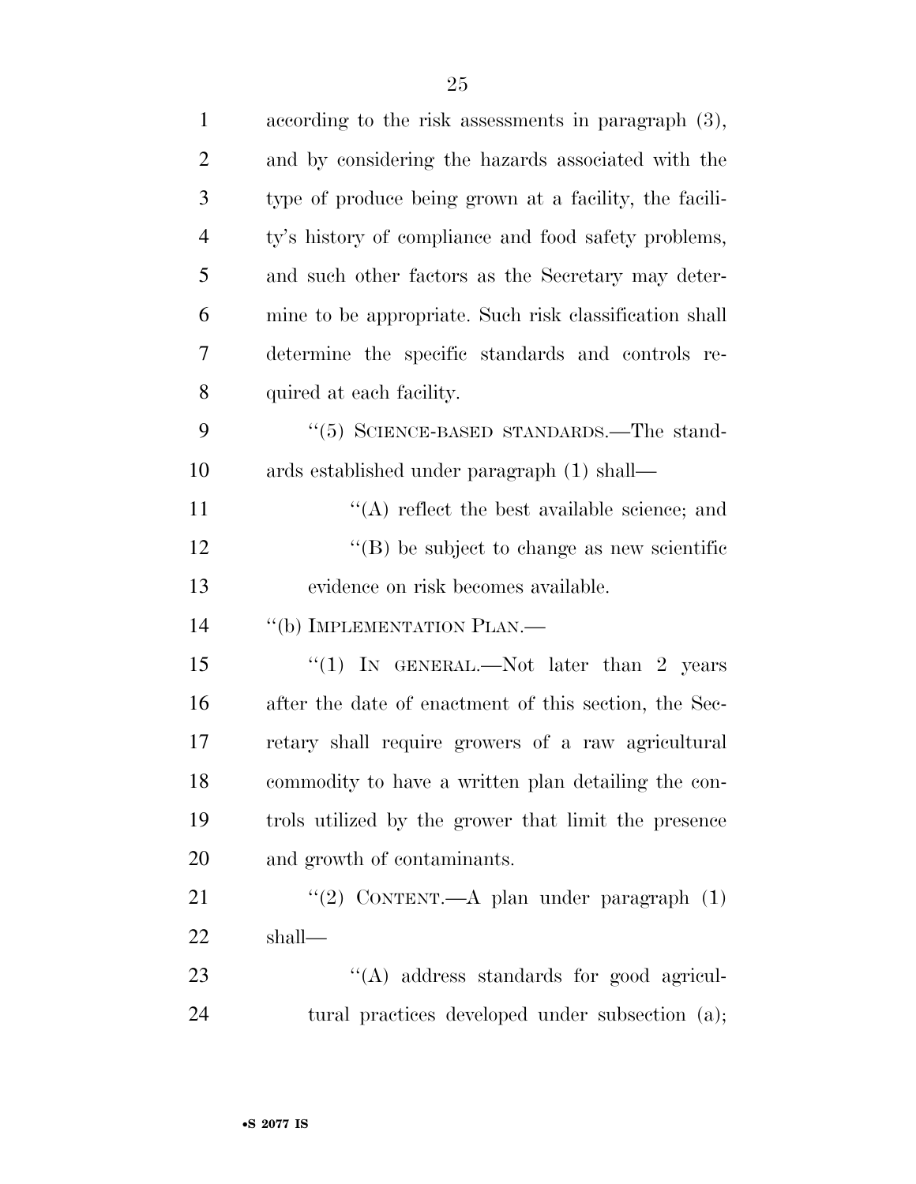according to the risk assessments in paragraph (3), and by considering the hazards associated with the type of produce being grown at a facility, the facility's history of compliance and food safety problems, and such other factors as the Secretary may determine to be appropriate. Such risk classification shall determine the specific standards and controls required at each facility.

"(5) SCIENCE-BASED STANDARDS.—The standards established under paragraph (1) shall—

"(A) reflect the best available science; and

"(B) be subject to change as new scientific evidence on risk becomes available.

"(b) IMPLEMENTATION PLAN.—

"(1) IN GENERAL.—Not later than 2 years after the date of enactment of this section, the Secretary shall require growers of a raw agricultural commodity to have a written plan detailing the controls utilized by the grower that limit the presence and growth of contaminants.

"(2) CONTENT.—A plan under paragraph (1) shall—

"(A) address standards for good agricultural practices developed under subsection (a);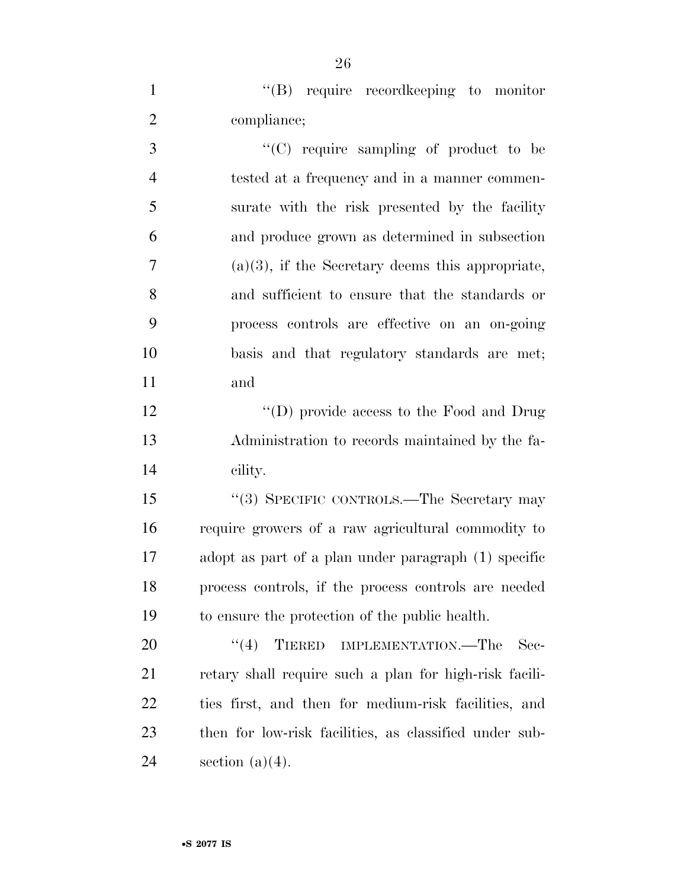"(B) require recordkeeping to monitor compliance;

"(C) require sampling of product to be tested at a frequency and in a manner commensurate with the risk presented by the facility and produce grown as determined in subsection (a)(3), if the Secretary deems this appropriate, and sufficient to ensure that the standards or process controls are effective on an on-going basis and that regulatory standards are met; and

"(D) provide access to the Food and Drug Administration to records maintained by the facility.

"(3) SPECIFIC CONTROLS.—The Secretary may require growers of a raw agricultural commodity to adopt as part of a plan under paragraph (1) specific process controls, if the process controls are needed to ensure the protection of the public health.

"(4) TIERED IMPLEMENTATION.—The Secretary shall require such a plan for high-risk facilities first, and then for medium-risk facilities, and then for low-risk facilities, as classified under subsection (a)(4).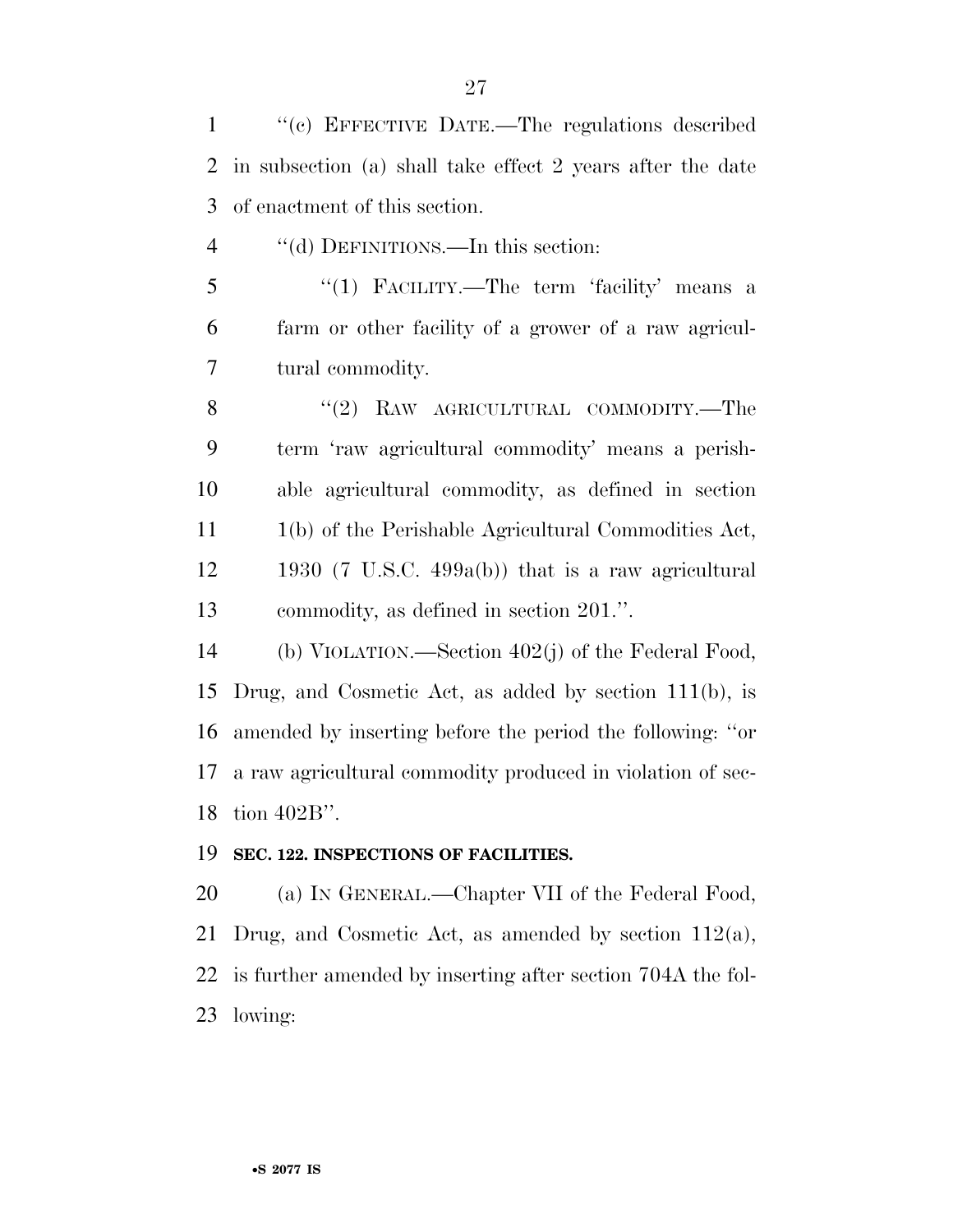''(c) EFFECTIVE DATE.—The regulations described in subsection (a) shall take effect 2 years after the date of enactment of this section.

''(d) DEFINITIONS.—In this section:

''(1) FACILITY.—The term 'facility' means a farm or other facility of a grower of a raw agricultural commodity.

''(2) RAW AGRICULTURAL COMMODITY.—The term 'raw agricultural commodity' means a perishable agricultural commodity, as defined in section 1(b) of the Perishable Agricultural Commodities Act, 1930 (7 U.S.C. 499a(b)) that is a raw agricultural commodity, as defined in section 201.''.

(b) VIOLATION.—Section 402(j) of the Federal Food, Drug, and Cosmetic Act, as added by section 111(b), is amended by inserting before the period the following: ''or a raw agricultural commodity produced in violation of section 402B''.

**SEC. 122. INSPECTIONS OF FACILITIES.**

(a) IN GENERAL.—Chapter VII of the Federal Food, Drug, and Cosmetic Act, as amended by section 112(a), is further amended by inserting after section 704A the following: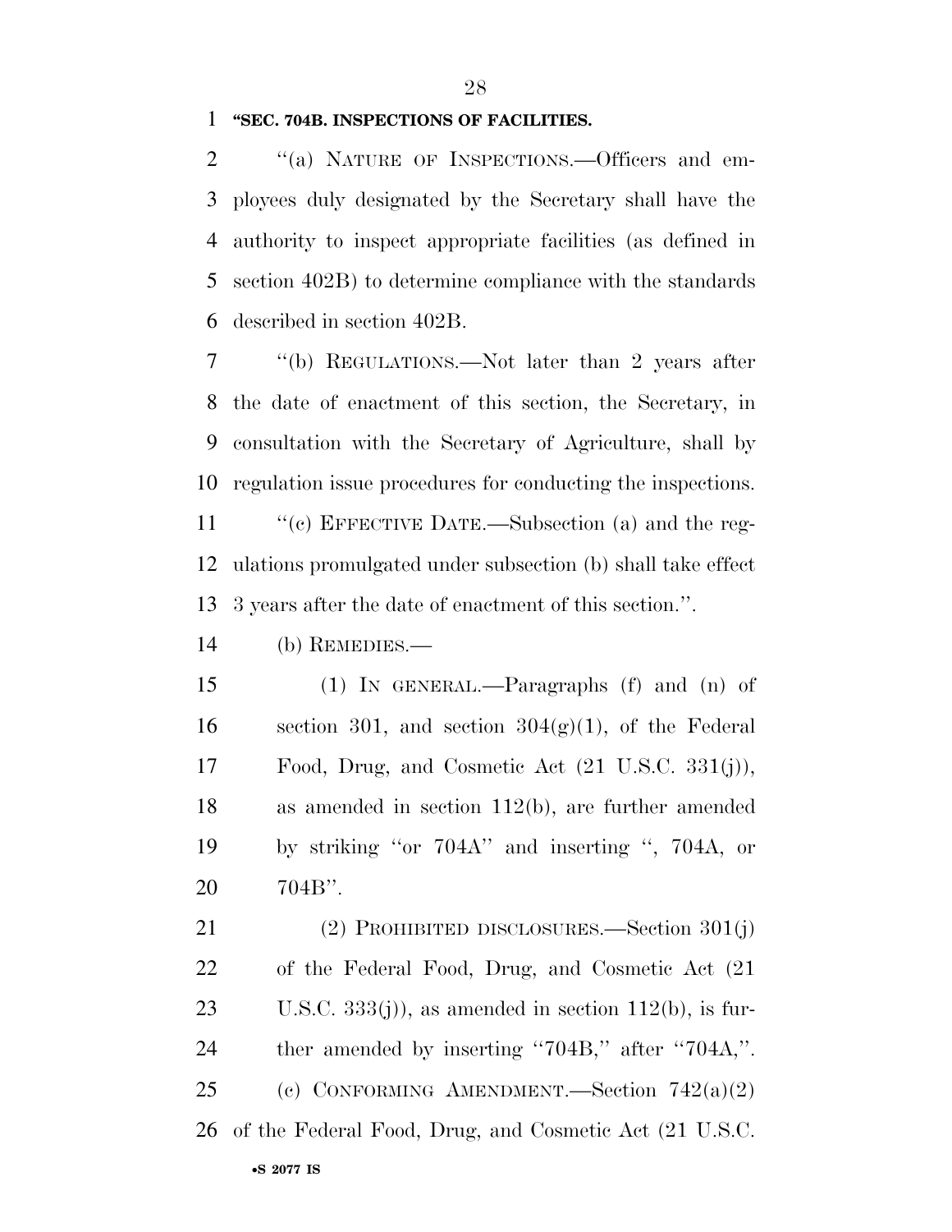**"SEC. 704B. INSPECTIONS OF FACILITIES.**

"(a) NATURE OF INSPECTIONS.—Officers and employees duly designated by the Secretary shall have the authority to inspect appropriate facilities (as defined in section 402B) to determine compliance with the standards described in section 402B.

"(b) REGULATIONS.—Not later than 2 years after the date of enactment of this section, the Secretary, in consultation with the Secretary of Agriculture, shall by regulation issue procedures for conducting the inspections.

"(c) EFFECTIVE DATE.—Subsection (a) and the regulations promulgated under subsection (b) shall take effect 3 years after the date of enactment of this section.".

(b) REMEDIES.—

(1) IN GENERAL.—Paragraphs (f) and (n) of section 301, and section 304(g)(1), of the Federal Food, Drug, and Cosmetic Act (21 U.S.C. 331(j)), as amended in section 112(b), are further amended by striking "or 704A" and inserting ", 704A, or 704B".

(2) PROHIBITED DISCLOSURES.—Section 301(j) of the Federal Food, Drug, and Cosmetic Act (21 U.S.C. 333(j)), as amended in section 112(b), is further amended by inserting "704B," after "704A,".

(c) CONFORMING AMENDMENT.—Section 742(a)(2) of the Federal Food, Drug, and Cosmetic Act (21 U.S.C.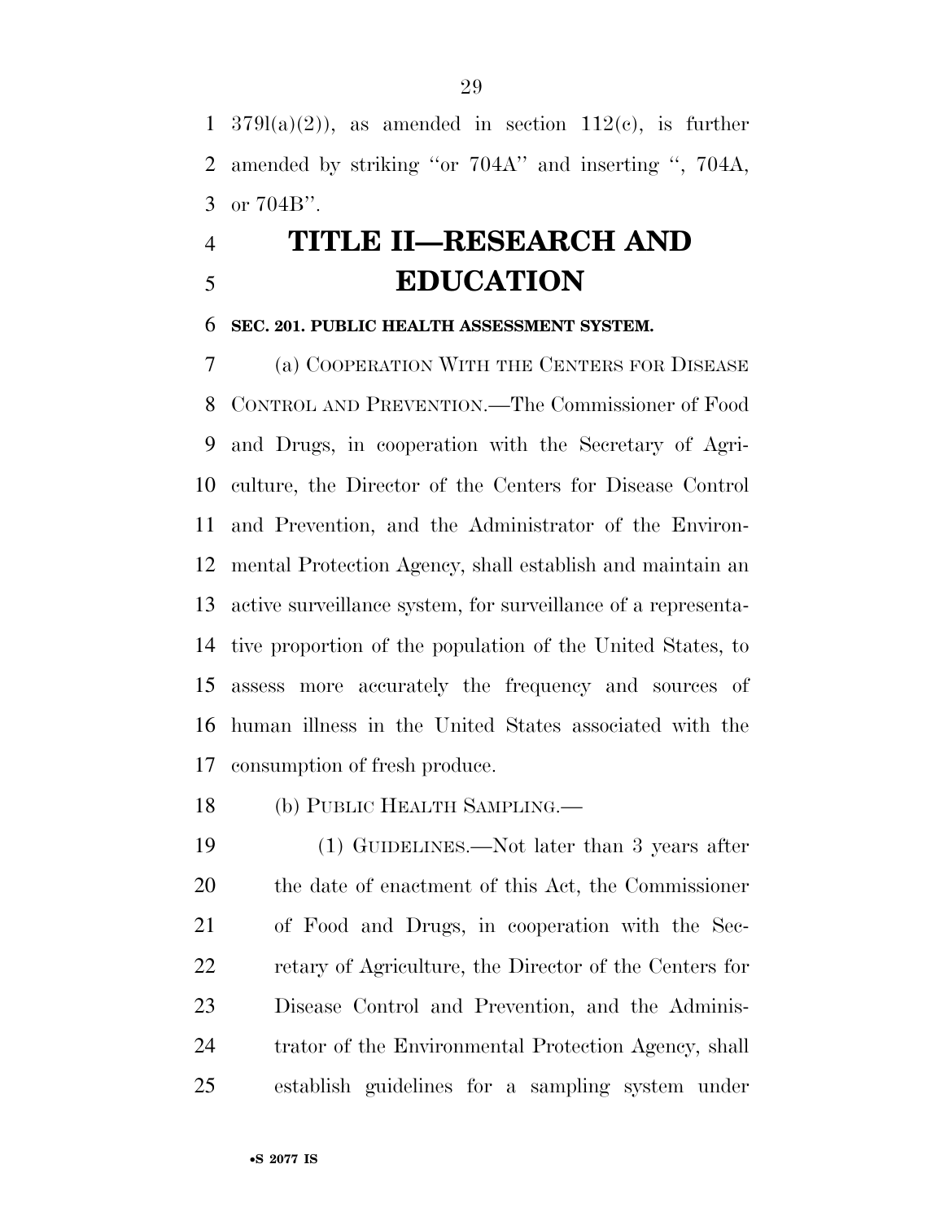379l(a)(2)), as amended in section 112(c), is further amended by striking ''or 704A'' and inserting '', 704A, or 704B''.

# TITLE II—RESEARCH AND EDUCATION

## SEC. 201. PUBLIC HEALTH ASSESSMENT SYSTEM.

(a) COOPERATION WITH THE CENTERS FOR DISEASE CONTROL AND PREVENTION.—The Commissioner of Food and Drugs, in cooperation with the Secretary of Agriculture, the Director of the Centers for Disease Control and Prevention, and the Administrator of the Environmental Protection Agency, shall establish and maintain an active surveillance system, for surveillance of a representative proportion of the population of the United States, to assess more accurately the frequency and sources of human illness in the United States associated with the consumption of fresh produce.

(b) PUBLIC HEALTH SAMPLING.—

(1) GUIDELINES.—Not later than 3 years after the date of enactment of this Act, the Commissioner of Food and Drugs, in cooperation with the Secretary of Agriculture, the Director of the Centers for Disease Control and Prevention, and the Administrator of the Environmental Protection Agency, shall establish guidelines for a sampling system under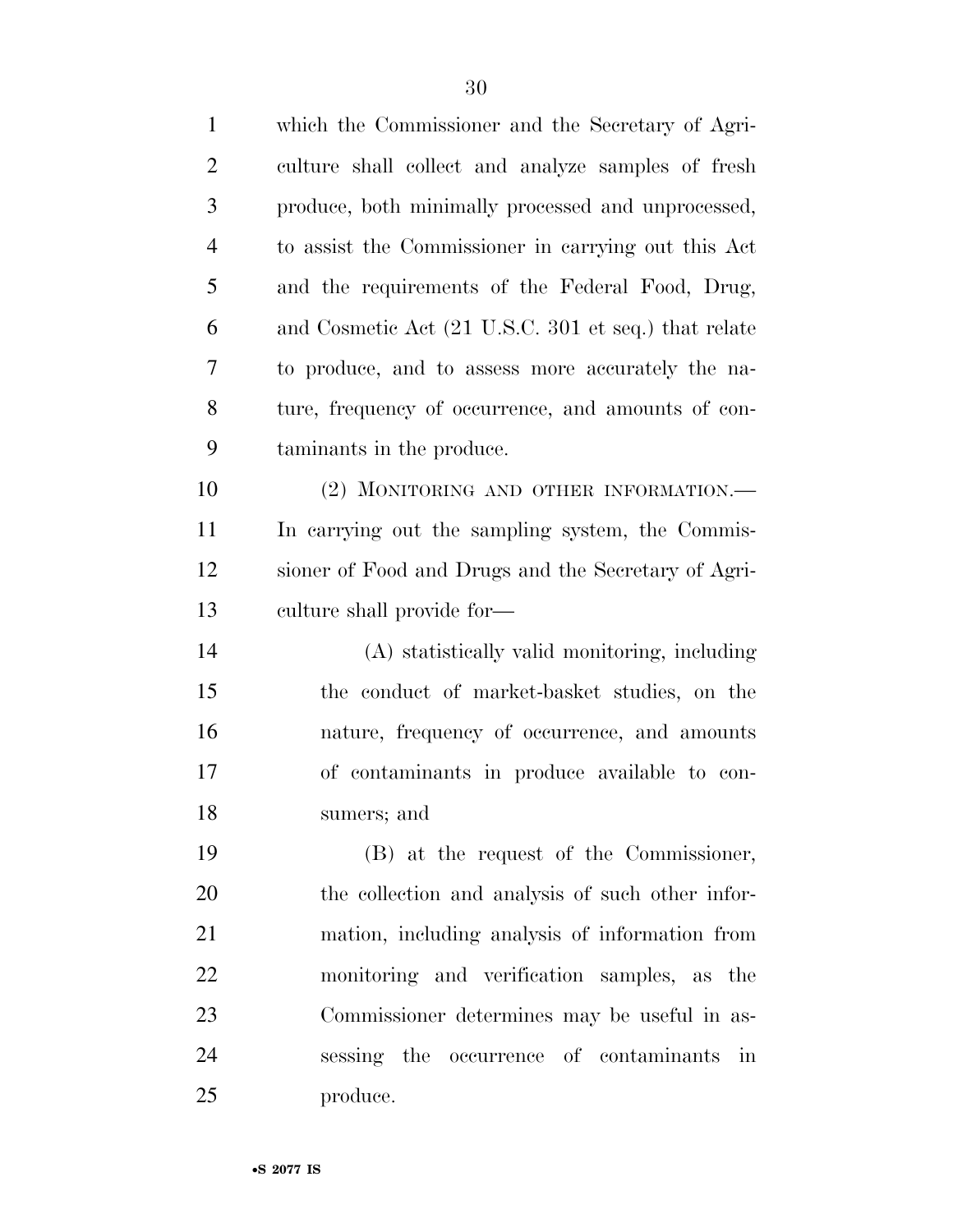which the Commissioner and the Secretary of Agriculture shall collect and analyze samples of fresh produce, both minimally processed and unprocessed, to assist the Commissioner in carrying out this Act and the requirements of the Federal Food, Drug, and Cosmetic Act (21 U.S.C. 301 et seq.) that relate to produce, and to assess more accurately the nature, frequency of occurrence, and amounts of contaminants in the produce.

(2) MONITORING AND OTHER INFORMATION.—In carrying out the sampling system, the Commissioner of Food and Drugs and the Secretary of Agriculture shall provide for—

(A) statistically valid monitoring, including the conduct of market-basket studies, on the nature, frequency of occurrence, and amounts of contaminants in produce available to consumers; and

(B) at the request of the Commissioner, the collection and analysis of such other information, including analysis of information from monitoring and verification samples, as the Commissioner determines may be useful in assessing the occurrence of contaminants in produce.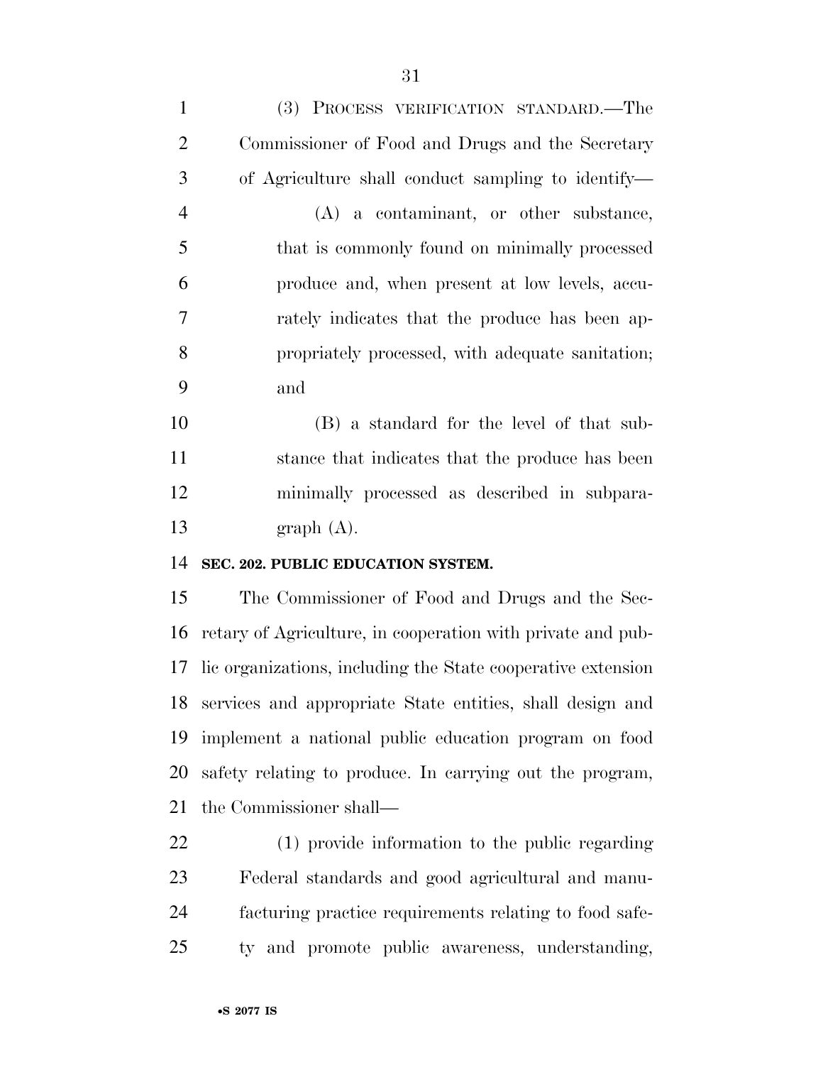(3) PROCESS VERIFICATION STANDARD.—The Commissioner of Food and Drugs and the Secretary of Agriculture shall conduct sampling to identify—

(A) a contaminant, or other substance, that is commonly found on minimally processed produce and, when present at low levels, accurately indicates that the produce has been appropriately processed, with adequate sanitation; and

(B) a standard for the level of that substance that indicates that the produce has been minimally processed as described in subparagraph (A).

**SEC. 202. PUBLIC EDUCATION SYSTEM.**

The Commissioner of Food and Drugs and the Secretary of Agriculture, in cooperation with private and public organizations, including the State cooperative extension services and appropriate State entities, shall design and implement a national public education program on food safety relating to produce. In carrying out the program, the Commissioner shall—

(1) provide information to the public regarding Federal standards and good agricultural and manufacturing practice requirements relating to food safety and promote public awareness, understanding,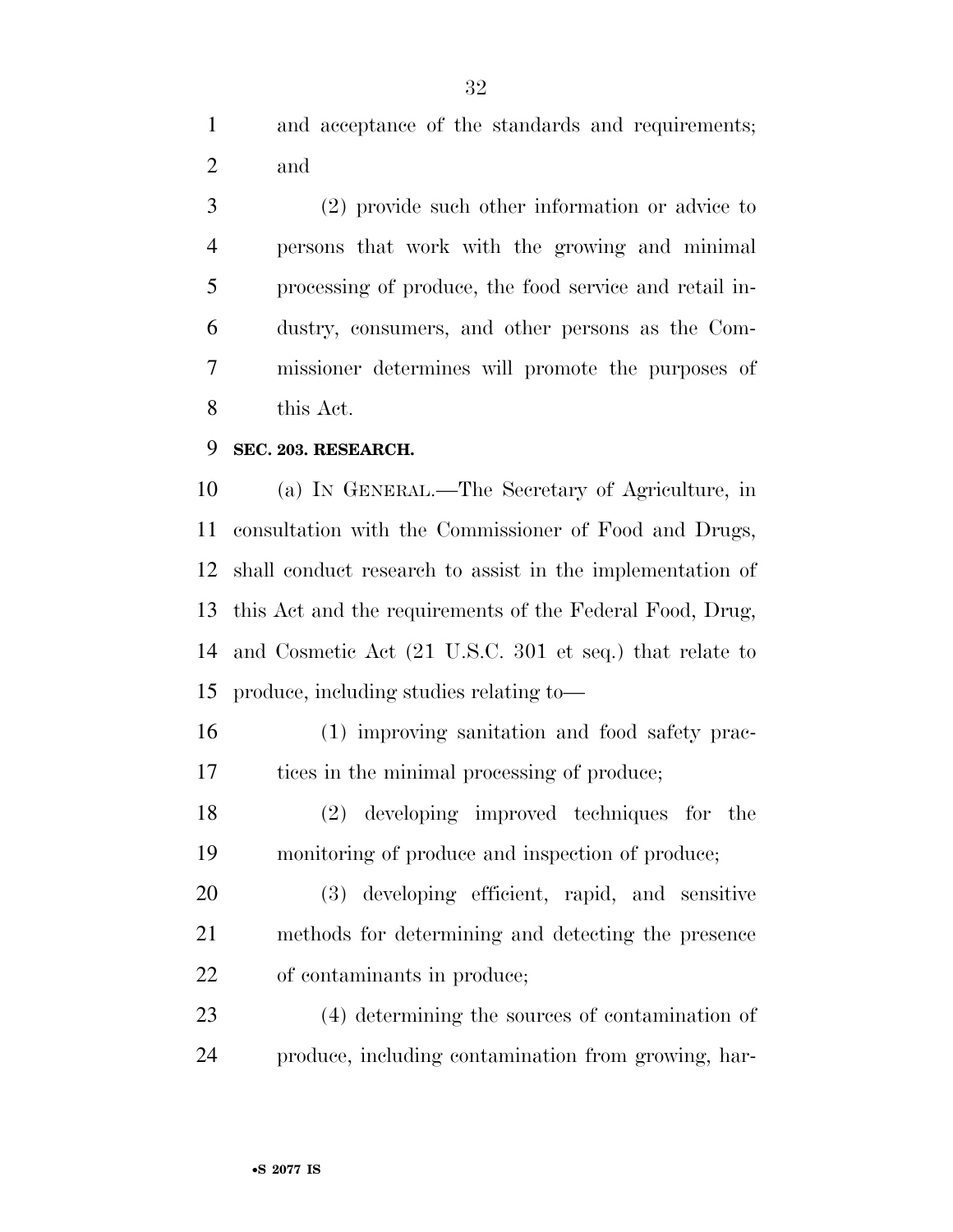and acceptance of the standards and requirements; and

(2) provide such other information or advice to persons that work with the growing and minimal processing of produce, the food service and retail industry, consumers, and other persons as the Commissioner determines will promote the purposes of this Act.

**SEC. 203. RESEARCH.**

(a) IN GENERAL.—The Secretary of Agriculture, in consultation with the Commissioner of Food and Drugs, shall conduct research to assist in the implementation of this Act and the requirements of the Federal Food, Drug, and Cosmetic Act (21 U.S.C. 301 et seq.) that relate to produce, including studies relating to—

(1) improving sanitation and food safety practices in the minimal processing of produce;

(2) developing improved techniques for the monitoring of produce and inspection of produce;

(3) developing efficient, rapid, and sensitive methods for determining and detecting the presence of contaminants in produce;

(4) determining the sources of contamination of produce, including contamination from growing, har-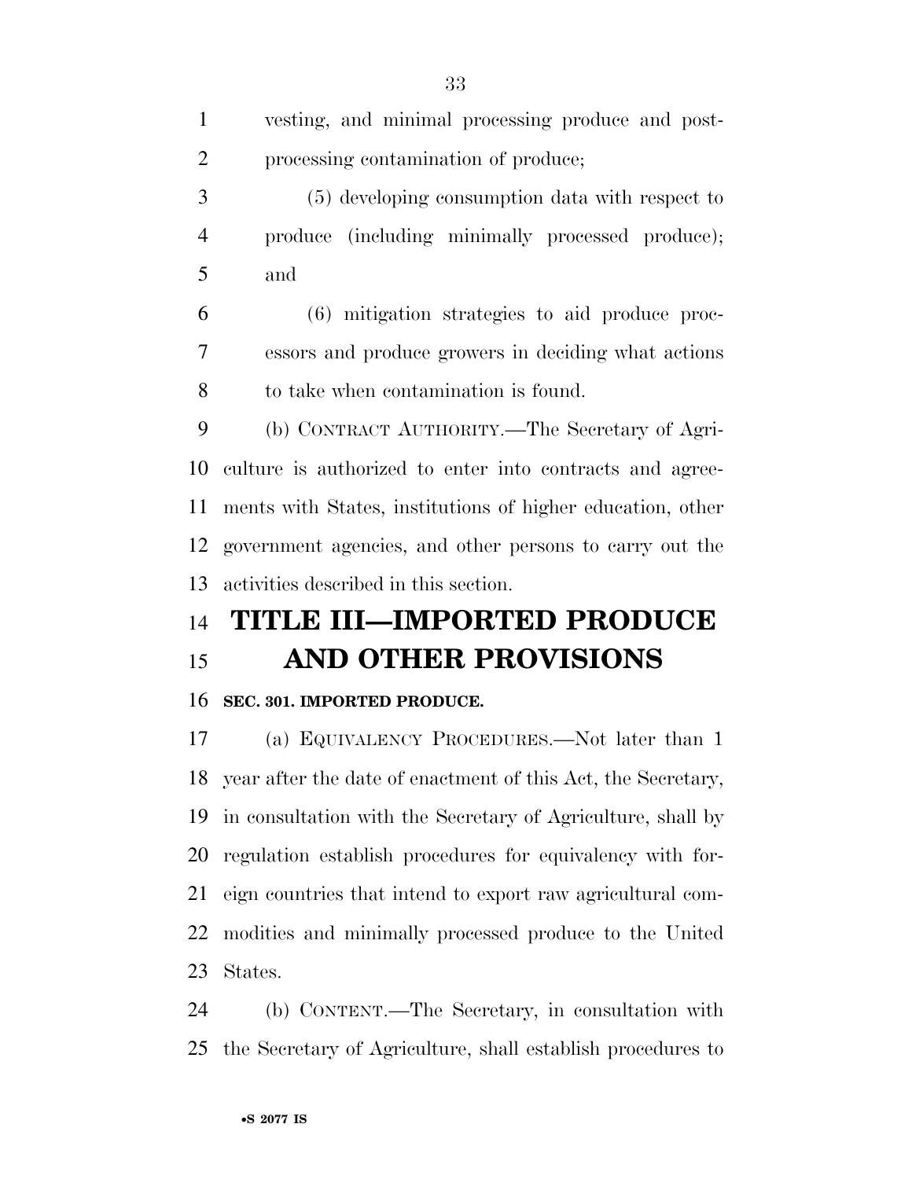vesting, and minimal processing produce and post-processing contamination of produce;

(5) developing consumption data with respect to produce (including minimally processed produce); and

(6) mitigation strategies to aid produce processors and produce growers in deciding what actions to take when contamination is found.

(b) CONTRACT AUTHORITY.—The Secretary of Agriculture is authorized to enter into contracts and agreements with States, institutions of higher education, other government agencies, and other persons to carry out the activities described in this section.

# TITLE III—IMPORTED PRODUCE AND OTHER PROVISIONS

**SEC. 301. IMPORTED PRODUCE.**

(a) EQUIVALENCY PROCEDURES.—Not later than 1 year after the date of enactment of this Act, the Secretary, in consultation with the Secretary of Agriculture, shall by regulation establish procedures for equivalency with foreign countries that intend to export raw agricultural commodities and minimally processed produce to the United States.

(b) CONTENT.—The Secretary, in consultation with the Secretary of Agriculture, shall establish procedures to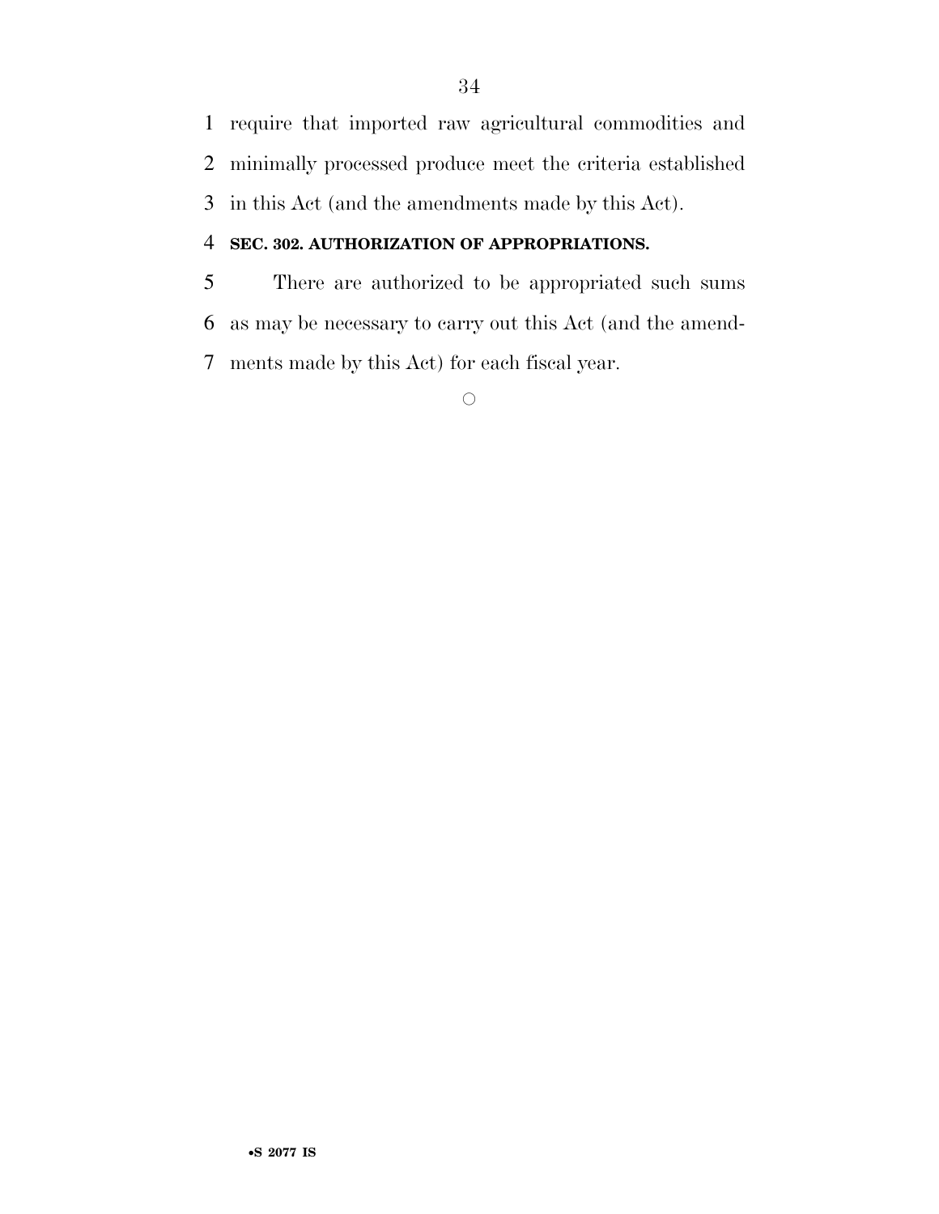require that imported raw agricultural commodities and minimally processed produce meet the criteria established in this Act (and the amendments made by this Act).

**SEC. 302. AUTHORIZATION OF APPROPRIATIONS.**

There are authorized to be appropriated such sums as may be necessary to carry out this Act (and the amendments made by this Act) for each fiscal year.

○